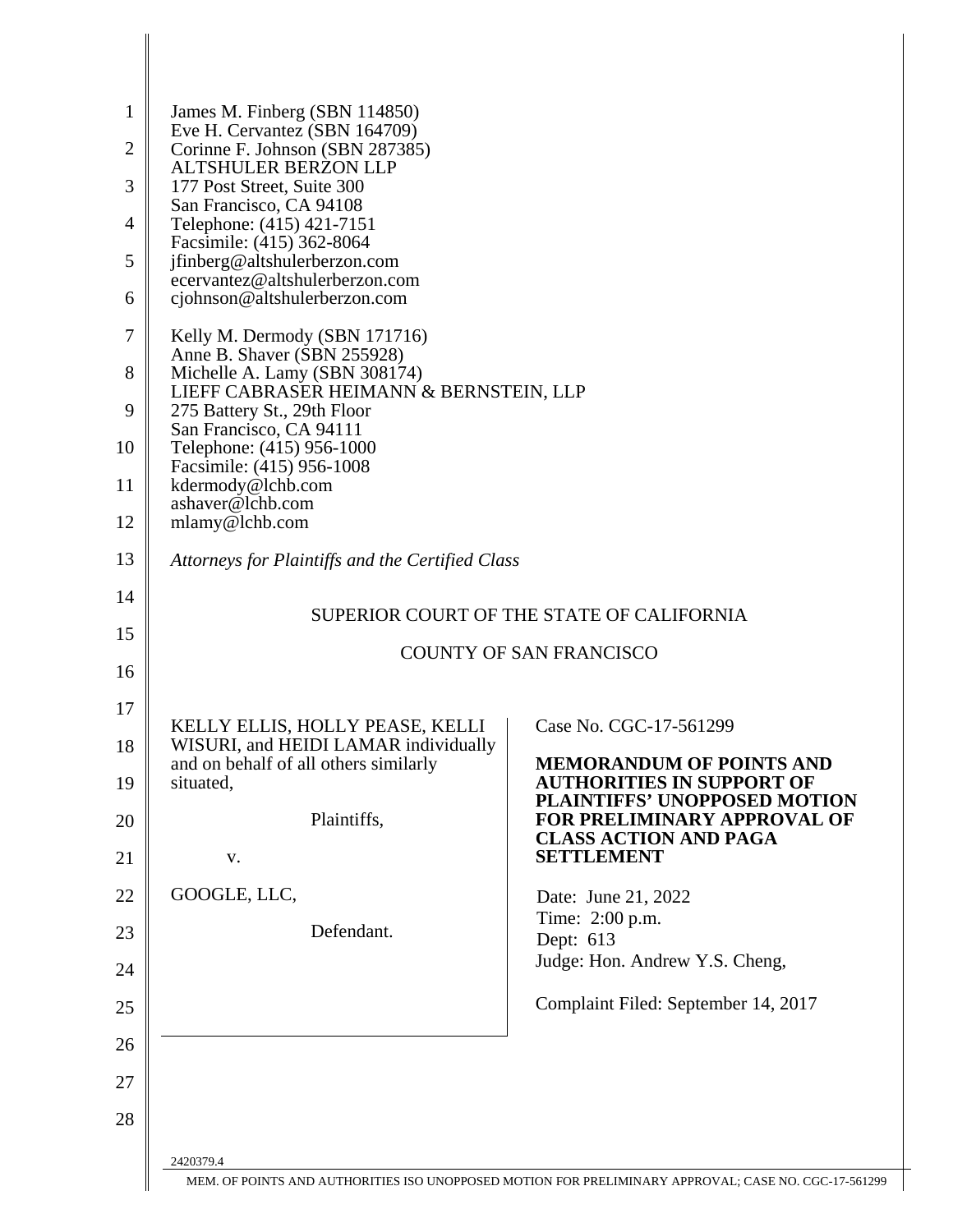James M. Finberg (SBN 114850)
Eve H. Cervantez (SBN 164709)
Corinne F. Johnson (SBN 287385)
ALTSHULER BERZON LLP
177 Post Street, Suite 300
San Francisco, CA 94108
Telephone: (415) 421-7151
Facsimile: (415) 362-8064
jfinberg@altshulerberzon.com
ecervantez@altshulerberzon.com
cjohnson@altshulerberzon.com

Kelly M. Dermody (SBN 171716)
Anne B. Shaver (SBN 255928)
Michelle A. Lamy (SBN 308174)
LIEFF CABRASER HEIMANN & BERNSTEIN, LLP
275 Battery St., 29th Floor
San Francisco, CA 94111
Telephone: (415) 956-1000
Facsimile: (415) 956-1008
kdermody@lchb.com
ashaver@lchb.com
mlamy@lchb.com

*Attorneys for Plaintiffs and the Certified Class*

SUPERIOR COURT OF THE STATE OF CALIFORNIA

COUNTY OF SAN FRANCISCO

KELLY ELLIS, HOLLY PEASE, KELLI WISURI, and HEIDI LAMAR individually and on behalf of all others similarly situated,

Plaintiffs,

v.

GOOGLE, LLC,

Defendant.

Case No. CGC-17-561299

**MEMORANDUM OF POINTS AND AUTHORITIES IN SUPPORT OF PLAINTIFFS' UNOPPOSED MOTION FOR PRELIMINARY APPROVAL OF CLASS ACTION AND PAGA SETTLEMENT**

Date: June 21, 2022
Time: 2:00 p.m.
Dept: 613
Judge: Hon. Andrew Y.S. Cheng,

Complaint Filed: September 14, 2017

2420379.4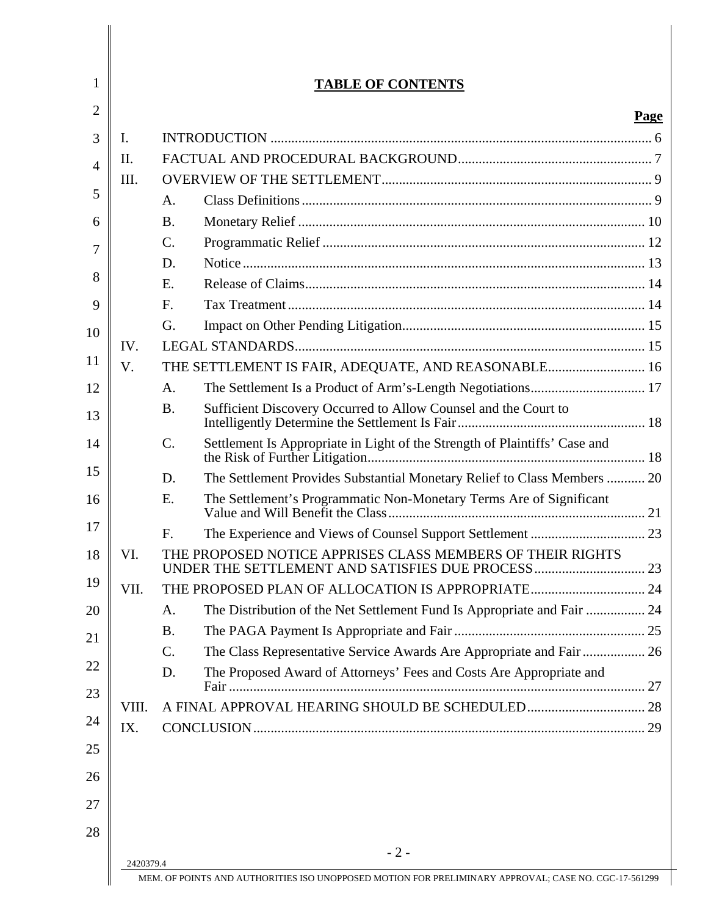# TABLE OF CONTENTS

| | | | Page |
|---|---|---|---|
| I. | INTRODUCTION | | 6 |
| II. | FACTUAL AND PROCEDURAL BACKGROUND | | 7 |
| III. | OVERVIEW OF THE SETTLEMENT | | 9 |
| | A. | Class Definitions | 9 |
| | B. | Monetary Relief | 10 |
| | C. | Programmatic Relief | 12 |
| | D. | Notice | 13 |
| | E. | Release of Claims | 14 |
| | F. | Tax Treatment | 14 |
| | G. | Impact on Other Pending Litigation | 15 |
| IV. | LEGAL STANDARDS | | 15 |
| V. | THE SETTLEMENT IS FAIR, ADEQUATE, AND REASONABLE | | 16 |
| | A. | The Settlement Is a Product of Arm's-Length Negotiations | 17 |
| | B. | Sufficient Discovery Occurred to Allow Counsel and the Court to Intelligently Determine the Settlement Is Fair | 18 |
| | C. | Settlement Is Appropriate in Light of the Strength of Plaintiffs' Case and the Risk of Further Litigation | 18 |
| | D. | The Settlement Provides Substantial Monetary Relief to Class Members | 20 |
| | E. | The Settlement's Programmatic Non-Monetary Terms Are of Significant Value and Will Benefit the Class | 21 |
| | F. | The Experience and Views of Counsel Support Settlement | 23 |
| VI. | THE PROPOSED NOTICE APPRISES CLASS MEMBERS OF THEIR RIGHTS UNDER THE SETTLEMENT AND SATISFIES DUE PROCESS | | 23 |
| VII. | THE PROPOSED PLAN OF ALLOCATION IS APPROPRIATE | | 24 |
| | A. | The Distribution of the Net Settlement Fund Is Appropriate and Fair | 24 |
| | B. | The PAGA Payment Is Appropriate and Fair | 25 |
| | C. | The Class Representative Service Awards Are Appropriate and Fair | 26 |
| | D. | The Proposed Award of Attorneys' Fees and Costs Are Appropriate and Fair | 27 |
| VIII. | A FINAL APPROVAL HEARING SHOULD BE SCHEDULED | | 28 |
| IX. | CONCLUSION | | 29 |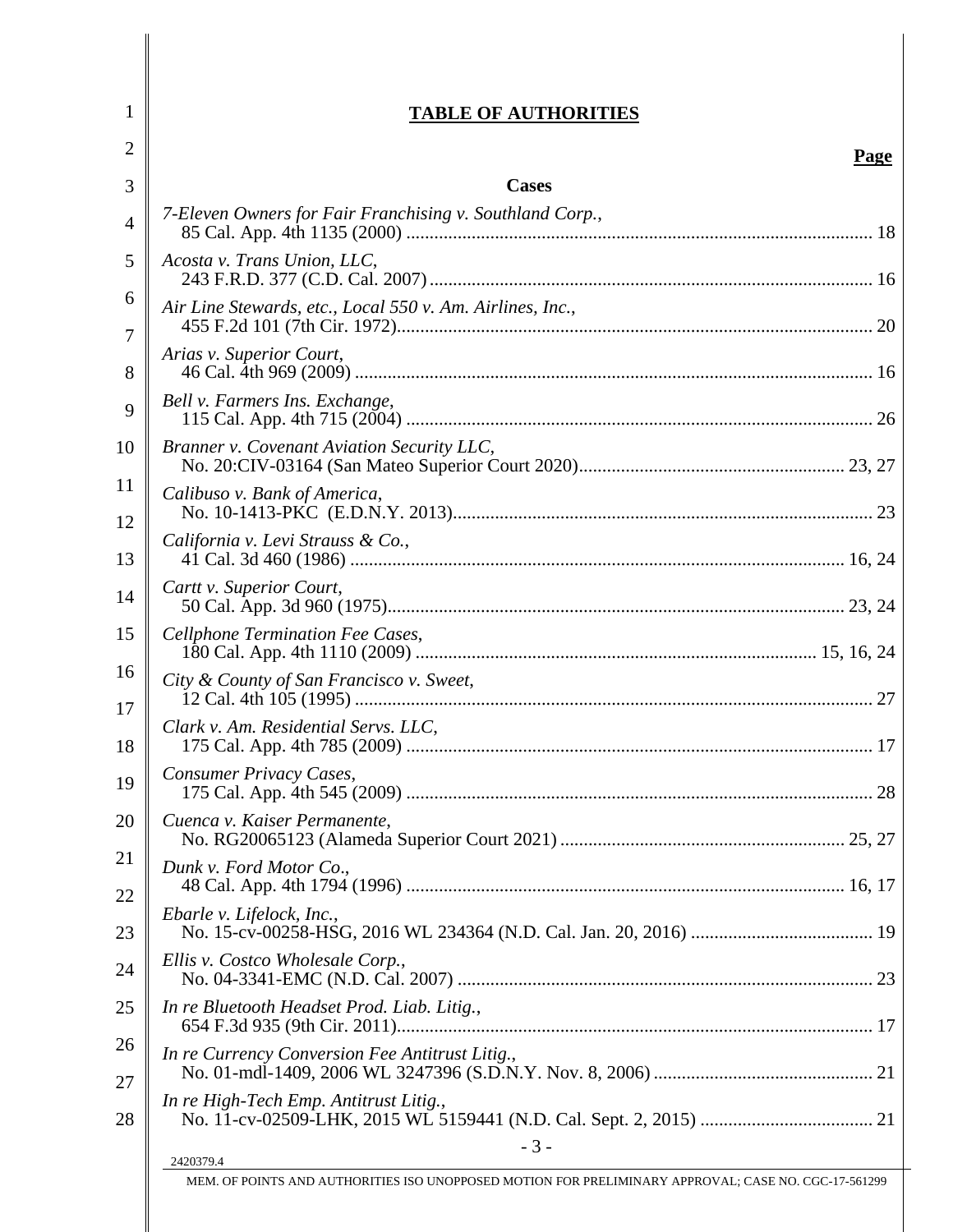# TABLE OF AUTHORITIES

**Page**

**Cases**

*7-Eleven Owners for Fair Franchising v. Southland Corp.*,
85 Cal. App. 4th 1135 (2000) .......... 18

*Acosta v. Trans Union, LLC*,
243 F.R.D. 377 (C.D. Cal. 2007) .......... 16

*Air Line Stewards, etc., Local 550 v. Am. Airlines, Inc.*,
455 F.2d 101 (7th Cir. 1972) .......... 20

*Arias v. Superior Court*,
46 Cal. 4th 969 (2009) .......... 16

*Bell v. Farmers Ins. Exchange*,
115 Cal. App. 4th 715 (2004) .......... 26

*Branner v. Covenant Aviation Security LLC*,
No. 20:CIV-03164 (San Mateo Superior Court 2020) .......... 23, 27

*Calibuso v. Bank of America*,
No. 10-1413-PKC (E.D.N.Y. 2013) .......... 23

*California v. Levi Strauss & Co.*,
41 Cal. 3d 460 (1986) .......... 16, 24

*Cartt v. Superior Court*,
50 Cal. App. 3d 960 (1975) .......... 23, 24

*Cellphone Termination Fee Cases*,
180 Cal. App. 4th 1110 (2009) .......... 15, 16, 24

*City & County of San Francisco v. Sweet*,
12 Cal. 4th 105 (1995) .......... 27

*Clark v. Am. Residential Servs. LLC*,
175 Cal. App. 4th 785 (2009) .......... 17

*Consumer Privacy Cases*,
175 Cal. App. 4th 545 (2009) .......... 28

*Cuenca v. Kaiser Permanente*,
No. RG20065123 (Alameda Superior Court 2021) .......... 25, 27

*Dunk v. Ford Motor Co.*,
48 Cal. App. 4th 1794 (1996) .......... 16, 17

*Ebarle v. Lifelock, Inc.*,
No. 15-cv-00258-HSG, 2016 WL 234364 (N.D. Cal. Jan. 20, 2016) .......... 19

*Ellis v. Costco Wholesale Corp.*,
No. 04-3341-EMC (N.D. Cal. 2007) .......... 23

*In re Bluetooth Headset Prod. Liab. Litig.*,
654 F.3d 935 (9th Cir. 2011) .......... 17

*In re Currency Conversion Fee Antitrust Litig.*,
No. 01-mdl-1409, 2006 WL 3247396 (S.D.N.Y. Nov. 8, 2006) .......... 21

*In re High-Tech Emp. Antitrust Litig.*,
No. 11-cv-02509-LHK, 2015 WL 5159441 (N.D. Cal. Sept. 2, 2015) .......... 21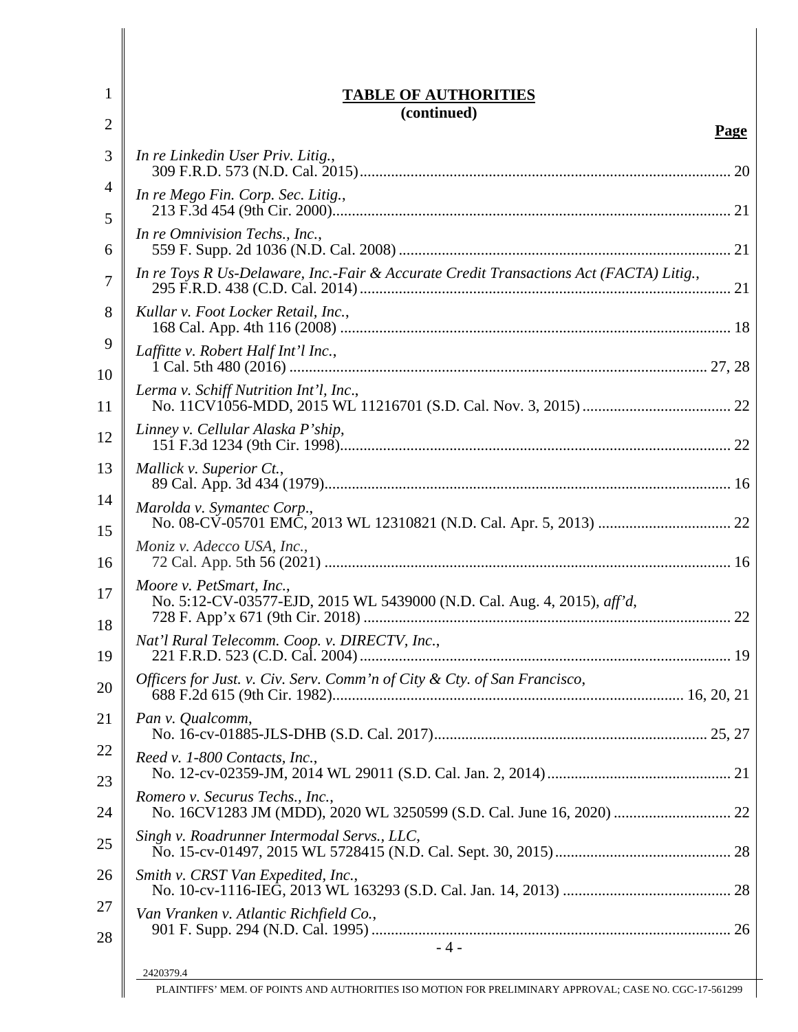**TABLE OF AUTHORITIES**
**(continued)**

**Page**

*In re Linkedin User Priv. Litig.*,
309 F.R.D. 573 (N.D. Cal. 2015) ..... 20

*In re Mego Fin. Corp. Sec. Litig.*,
213 F.3d 454 (9th Cir. 2000) ..... 21

*In re Omnivision Techs., Inc.*,
559 F. Supp. 2d 1036 (N.D. Cal. 2008) ..... 21

*In re Toys R Us-Delaware, Inc.-Fair & Accurate Credit Transactions Act (FACTA) Litig.*,
295 F.R.D. 438 (C.D. Cal. 2014) ..... 21

*Kullar v. Foot Locker Retail, Inc.*,
168 Cal. App. 4th 116 (2008) ..... 18

*Laffitte v. Robert Half Int'l Inc.*,
1 Cal. 5th 480 (2016) ..... 27, 28

*Lerma v. Schiff Nutrition Int'l, Inc*.,
No. 11CV1056-MDD, 2015 WL 11216701 (S.D. Cal. Nov. 3, 2015) ..... 22

*Linney v. Cellular Alaska P'ship*,
151 F.3d 1234 (9th Cir. 1998) ..... 22

*Mallick v. Superior Ct.*,
89 Cal. App. 3d 434 (1979) ..... 16

*Marolda v. Symantec Corp*.,
No. 08-CV-05701 EMC, 2013 WL 12310821 (N.D. Cal. Apr. 5, 2013) ..... 22

*Moniz v. Adecco USA, Inc.*,
72 Cal. App. 5th 56 (2021) ..... 16

*Moore v. PetSmart, Inc.*,
No. 5:12-CV-03577-EJD, 2015 WL 5439000 (N.D. Cal. Aug. 4, 2015), *aff'd*,
728 F. App'x 671 (9th Cir. 2018) ..... 22

*Nat'l Rural Telecomm. Coop. v. DIRECTV, Inc.*,
221 F.R.D. 523 (C.D. Cal. 2004) ..... 19

*Officers for Just. v. Civ. Serv. Comm'n of City & Cty. of San Francisco*,
688 F.2d 615 (9th Cir. 1982) ..... 16, 20, 21

*Pan v. Qualcomm*,
No. 16-cv-01885-JLS-DHB (S.D. Cal. 2017) ..... 25, 27

*Reed v. 1-800 Contacts, Inc.*,
No. 12-cv-02359-JM, 2014 WL 29011 (S.D. Cal. Jan. 2, 2014) ..... 21

*Romero v. Securus Techs., Inc.*,
No. 16CV1283 JM (MDD), 2020 WL 3250599 (S.D. Cal. June 16, 2020) ..... 22

*Singh v. Roadrunner Intermodal Servs., LLC*,
No. 15-cv-01497, 2015 WL 5728415 (N.D. Cal. Sept. 30, 2015) ..... 28

*Smith v. CRST Van Expedited, Inc.*,
No. 10-cv-1116-IEG, 2013 WL 163293 (S.D. Cal. Jan. 14, 2013) ..... 28

*Van Vranken v. Atlantic Richfield Co.*,
901 F. Supp. 294 (N.D. Cal. 1995) ..... 26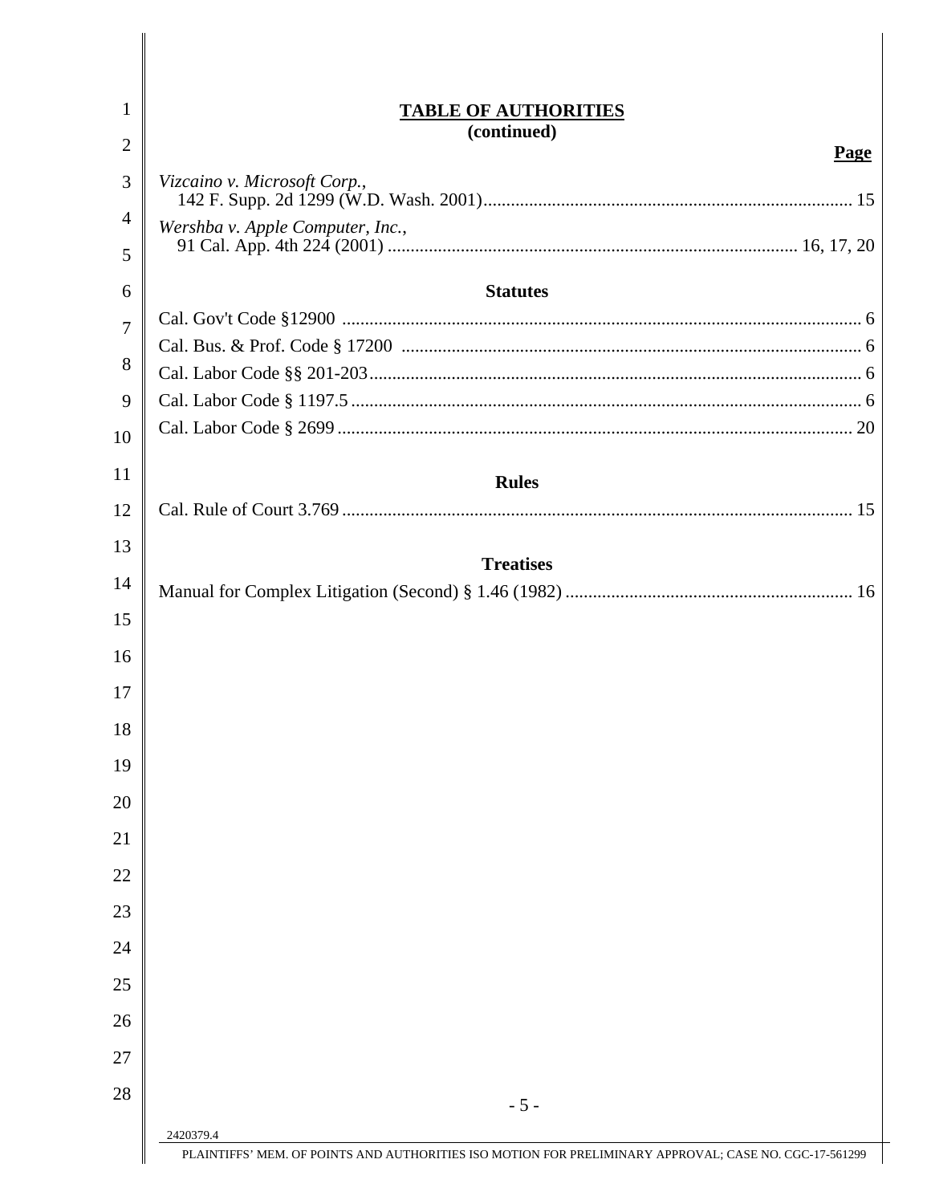## TABLE OF AUTHORITIES
**(continued)**

**Page**

*Vizcaino v. Microsoft Corp.*,
142 F. Supp. 2d 1299 (W.D. Wash. 2001) ..... 15

*Wershba v. Apple Computer, Inc.*,
91 Cal. App. 4th 224 (2001) ..... 16, 17, 20

### Statutes

Cal. Gov't Code §12900 ..... 6

Cal. Bus. & Prof. Code § 17200 ..... 6

Cal. Labor Code §§ 201-203 ..... 6

Cal. Labor Code § 1197.5 ..... 6

Cal. Labor Code § 2699 ..... 20

### Rules

Cal. Rule of Court 3.769 ..... 15

### Treatises

Manual for Complex Litigation (Second) § 1.46 (1982) ..... 16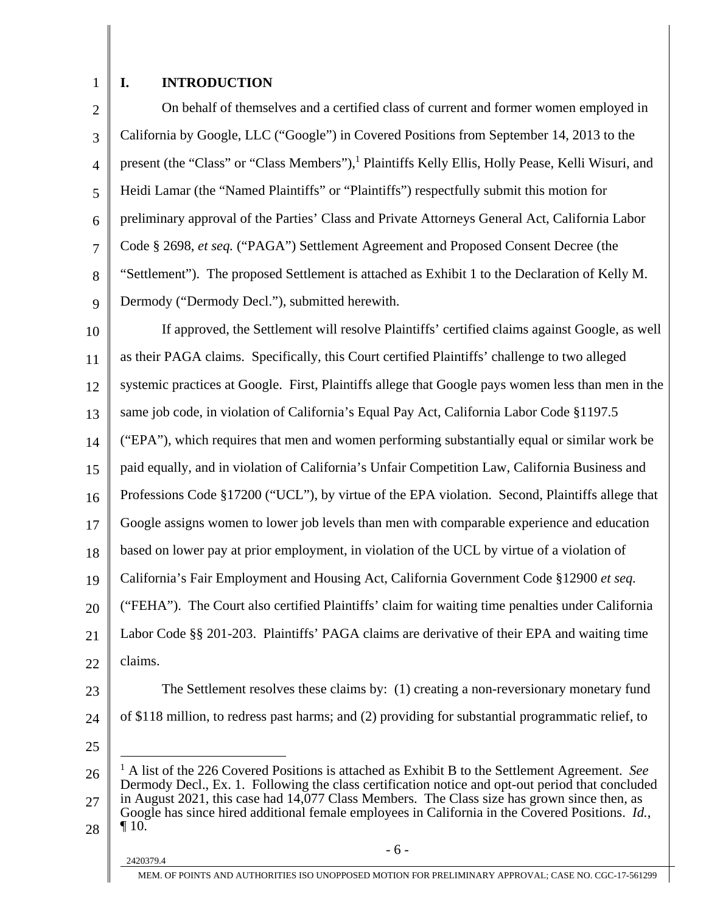## I. INTRODUCTION

On behalf of themselves and a certified class of current and former women employed in California by Google, LLC ("Google") in Covered Positions from September 14, 2013 to the present (the "Class" or "Class Members"),[1] Plaintiffs Kelly Ellis, Holly Pease, Kelli Wisuri, and Heidi Lamar (the "Named Plaintiffs" or "Plaintiffs") respectfully submit this motion for preliminary approval of the Parties' Class and Private Attorneys General Act, California Labor Code § 2698, *et seq.* ("PAGA") Settlement Agreement and Proposed Consent Decree (the "Settlement"). The proposed Settlement is attached as Exhibit 1 to the Declaration of Kelly M. Dermody ("Dermody Decl."), submitted herewith.

If approved, the Settlement will resolve Plaintiffs' certified claims against Google, as well as their PAGA claims. Specifically, this Court certified Plaintiffs' challenge to two alleged systemic practices at Google. First, Plaintiffs allege that Google pays women less than men in the same job code, in violation of California's Equal Pay Act, California Labor Code §1197.5 ("EPA"), which requires that men and women performing substantially equal or similar work be paid equally, and in violation of California's Unfair Competition Law, California Business and Professions Code §17200 ("UCL"), by virtue of the EPA violation. Second, Plaintiffs allege that Google assigns women to lower job levels than men with comparable experience and education based on lower pay at prior employment, in violation of the UCL by virtue of a violation of California's Fair Employment and Housing Act, California Government Code §12900 *et seq.* ("FEHA"). The Court also certified Plaintiffs' claim for waiting time penalties under California Labor Code §§ 201-203. Plaintiffs' PAGA claims are derivative of their EPA and waiting time claims.

The Settlement resolves these claims by: (1) creating a non-reversionary monetary fund of $118 million, to redress past harms; and (2) providing for substantial programmatic relief, to

---

[1] A list of the 226 Covered Positions is attached as Exhibit B to the Settlement Agreement. *See* Dermody Decl., Ex. 1. Following the class certification notice and opt-out period that concluded in August 2021, this case had 14,077 Class Members. The Class size has grown since then, as Google has since hired additional female employees in California in the Covered Positions. *Id.*, ¶ 10.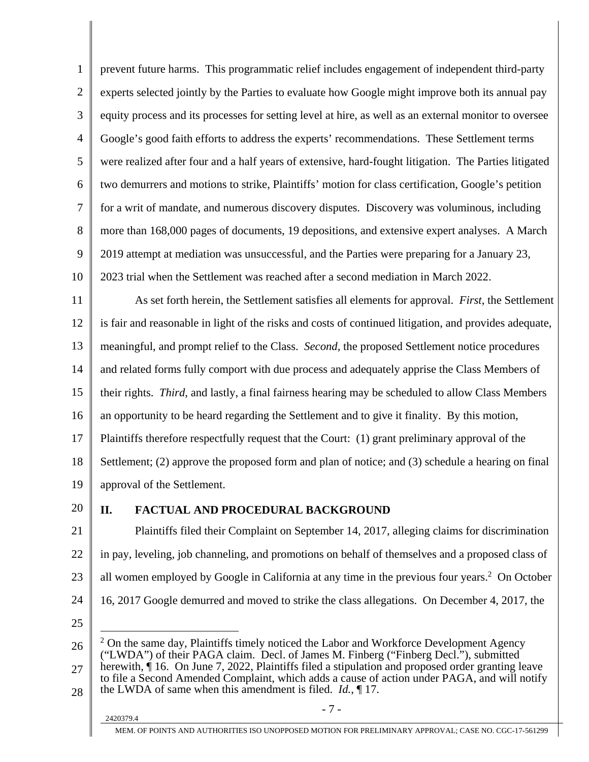prevent future harms. This programmatic relief includes engagement of independent third-party experts selected jointly by the Parties to evaluate how Google might improve both its annual pay equity process and its processes for setting level at hire, as well as an external monitor to oversee Google's good faith efforts to address the experts' recommendations. These Settlement terms were realized after four and a half years of extensive, hard-fought litigation. The Parties litigated two demurrers and motions to strike, Plaintiffs' motion for class certification, Google's petition for a writ of mandate, and numerous discovery disputes. Discovery was voluminous, including more than 168,000 pages of documents, 19 depositions, and extensive expert analyses. A March 2019 attempt at mediation was unsuccessful, and the Parties were preparing for a January 23, 2023 trial when the Settlement was reached after a second mediation in March 2022.

As set forth herein, the Settlement satisfies all elements for approval. *First*, the Settlement is fair and reasonable in light of the risks and costs of continued litigation, and provides adequate, meaningful, and prompt relief to the Class. *Second*, the proposed Settlement notice procedures and related forms fully comport with due process and adequately apprise the Class Members of their rights. *Third*, and lastly, a final fairness hearing may be scheduled to allow Class Members an opportunity to be heard regarding the Settlement and to give it finality. By this motion, Plaintiffs therefore respectfully request that the Court: (1) grant preliminary approval of the Settlement; (2) approve the proposed form and plan of notice; and (3) schedule a hearing on final approval of the Settlement.

## II. FACTUAL AND PROCEDURAL BACKGROUND

Plaintiffs filed their Complaint on September 14, 2017, alleging claims for discrimination in pay, leveling, job channeling, and promotions on behalf of themselves and a proposed class of all women employed by Google in California at any time in the previous four years.[2] On October 16, 2017 Google demurred and moved to strike the class allegations. On December 4, 2017, the

---

[2] On the same day, Plaintiffs timely noticed the Labor and Workforce Development Agency ("LWDA") of their PAGA claim. Decl. of James M. Finberg ("Finberg Decl."), submitted herewith, ¶ 16. On June 7, 2022, Plaintiffs filed a stipulation and proposed order granting leave to file a Second Amended Complaint, which adds a cause of action under PAGA, and will notify the LWDA of same when this amendment is filed. *Id.*, ¶ 17.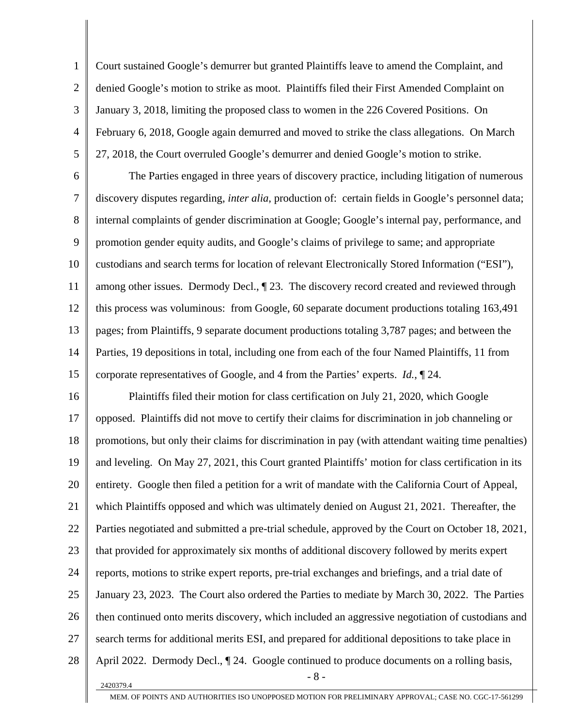Court sustained Google's demurrer but granted Plaintiffs leave to amend the Complaint, and denied Google's motion to strike as moot. Plaintiffs filed their First Amended Complaint on January 3, 2018, limiting the proposed class to women in the 226 Covered Positions. On February 6, 2018, Google again demurred and moved to strike the class allegations. On March 27, 2018, the Court overruled Google's demurrer and denied Google's motion to strike.

The Parties engaged in three years of discovery practice, including litigation of numerous discovery disputes regarding, *inter alia*, production of: certain fields in Google's personnel data; internal complaints of gender discrimination at Google; Google's internal pay, performance, and promotion gender equity audits, and Google's claims of privilege to same; and appropriate custodians and search terms for location of relevant Electronically Stored Information ("ESI"), among other issues. Dermody Decl., ¶ 23. The discovery record created and reviewed through this process was voluminous: from Google, 60 separate document productions totaling 163,491 pages; from Plaintiffs, 9 separate document productions totaling 3,787 pages; and between the Parties, 19 depositions in total, including one from each of the four Named Plaintiffs, 11 from corporate representatives of Google, and 4 from the Parties' experts. *Id.*, ¶ 24.

Plaintiffs filed their motion for class certification on July 21, 2020, which Google opposed. Plaintiffs did not move to certify their claims for discrimination in job channeling or promotions, but only their claims for discrimination in pay (with attendant waiting time penalties) and leveling. On May 27, 2021, this Court granted Plaintiffs' motion for class certification in its entirety. Google then filed a petition for a writ of mandate with the California Court of Appeal, which Plaintiffs opposed and which was ultimately denied on August 21, 2021. Thereafter, the Parties negotiated and submitted a pre-trial schedule, approved by the Court on October 18, 2021, that provided for approximately six months of additional discovery followed by merits expert reports, motions to strike expert reports, pre-trial exchanges and briefings, and a trial date of January 23, 2023. The Court also ordered the Parties to mediate by March 30, 2022. The Parties then continued onto merits discovery, which included an aggressive negotiation of custodians and search terms for additional merits ESI, and prepared for additional depositions to take place in April 2022. Dermody Decl., ¶ 24. Google continued to produce documents on a rolling basis,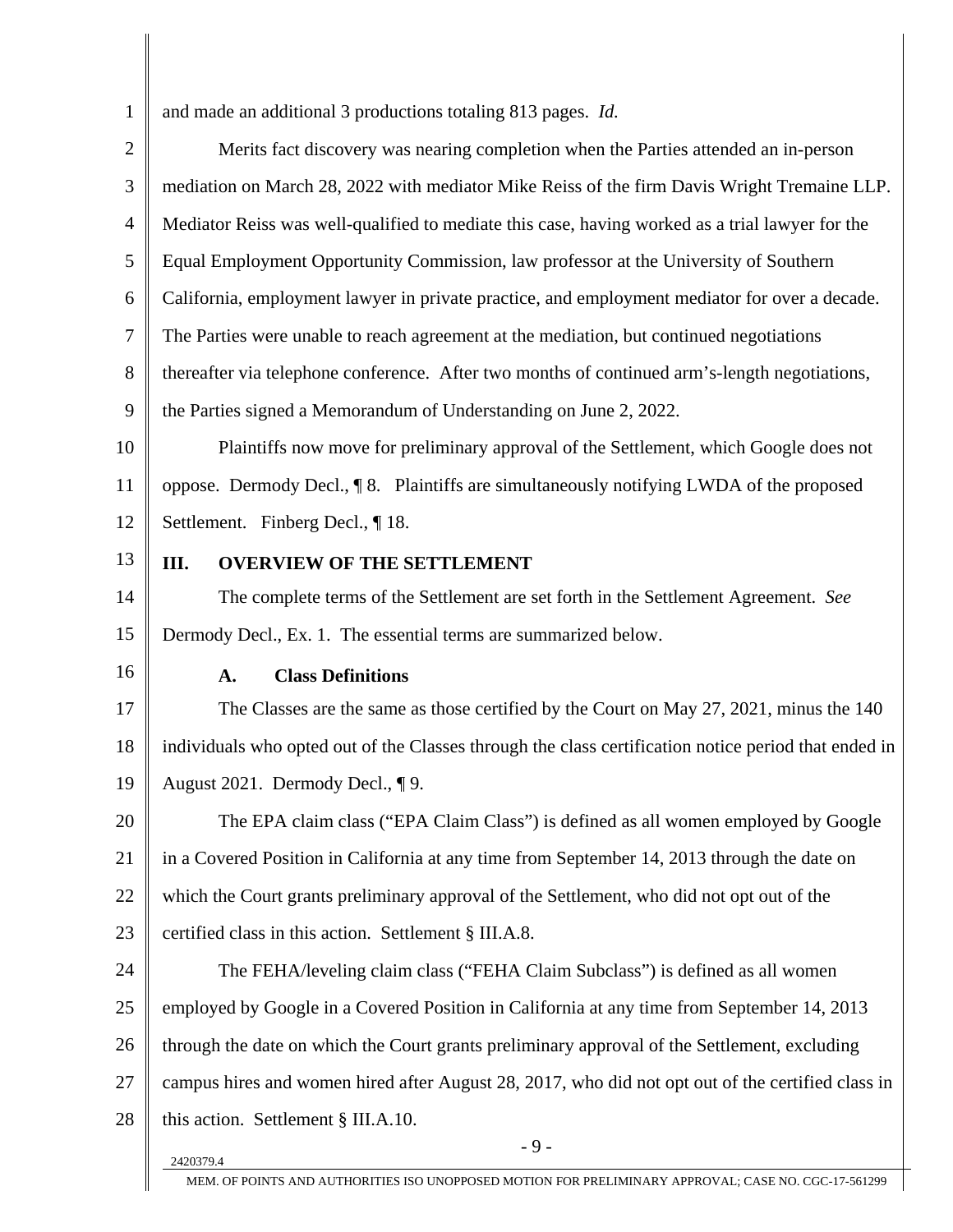and made an additional 3 productions totaling 813 pages. *Id.*

Merits fact discovery was nearing completion when the Parties attended an in-person mediation on March 28, 2022 with mediator Mike Reiss of the firm Davis Wright Tremaine LLP. Mediator Reiss was well-qualified to mediate this case, having worked as a trial lawyer for the Equal Employment Opportunity Commission, law professor at the University of Southern California, employment lawyer in private practice, and employment mediator for over a decade. The Parties were unable to reach agreement at the mediation, but continued negotiations thereafter via telephone conference. After two months of continued arm's-length negotiations, the Parties signed a Memorandum of Understanding on June 2, 2022.

Plaintiffs now move for preliminary approval of the Settlement, which Google does not oppose. Dermody Decl., ¶ 8. Plaintiffs are simultaneously notifying LWDA of the proposed Settlement. Finberg Decl., ¶ 18.

## III. OVERVIEW OF THE SETTLEMENT

The complete terms of the Settlement are set forth in the Settlement Agreement. *See* Dermody Decl., Ex. 1. The essential terms are summarized below.

### A. Class Definitions

The Classes are the same as those certified by the Court on May 27, 2021, minus the 140 individuals who opted out of the Classes through the class certification notice period that ended in August 2021. Dermody Decl., ¶ 9.

The EPA claim class ("EPA Claim Class") is defined as all women employed by Google in a Covered Position in California at any time from September 14, 2013 through the date on which the Court grants preliminary approval of the Settlement, who did not opt out of the certified class in this action. Settlement § III.A.8.

The FEHA/leveling claim class ("FEHA Claim Subclass") is defined as all women employed by Google in a Covered Position in California at any time from September 14, 2013 through the date on which the Court grants preliminary approval of the Settlement, excluding campus hires and women hired after August 28, 2017, who did not opt out of the certified class in this action. Settlement § III.A.10.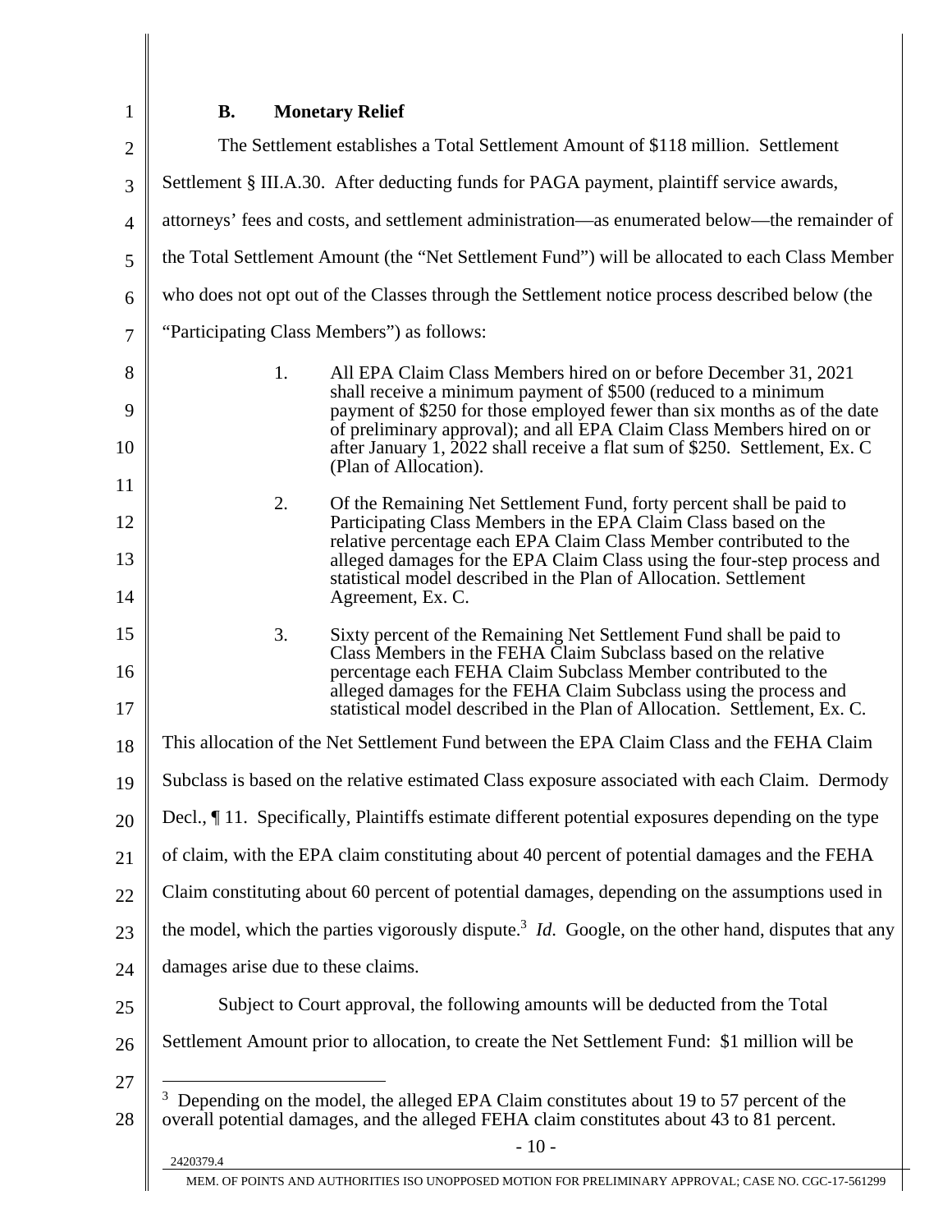### B. Monetary Relief

The Settlement establishes a Total Settlement Amount of $118 million. Settlement Settlement § III.A.30. After deducting funds for PAGA payment, plaintiff service awards, attorneys' fees and costs, and settlement administration—as enumerated below—the remainder of the Total Settlement Amount (the "Net Settlement Fund") will be allocated to each Class Member who does not opt out of the Classes through the Settlement notice process described below (the "Participating Class Members") as follows:

> 1. All EPA Claim Class Members hired on or before December 31, 2021 shall receive a minimum payment of $500 (reduced to a minimum payment of $250 for those employed fewer than six months as of the date of preliminary approval); and all EPA Claim Class Members hired on or after January 1, 2022 shall receive a flat sum of $250. Settlement, Ex. C (Plan of Allocation).
>
> 2. Of the Remaining Net Settlement Fund, forty percent shall be paid to Participating Class Members in the EPA Claim Class based on the relative percentage each EPA Claim Class Member contributed to the alleged damages for the EPA Claim Class using the four-step process and statistical model described in the Plan of Allocation. Settlement Agreement, Ex. C.
>
> 3. Sixty percent of the Remaining Net Settlement Fund shall be paid to Class Members in the FEHA Claim Subclass based on the relative percentage each FEHA Claim Subclass Member contributed to the alleged damages for the FEHA Claim Subclass using the process and statistical model described in the Plan of Allocation. Settlement, Ex. C.

This allocation of the Net Settlement Fund between the EPA Claim Class and the FEHA Claim Subclass is based on the relative estimated Class exposure associated with each Claim. Dermody Decl., ¶ 11. Specifically, Plaintiffs estimate different potential exposures depending on the type of claim, with the EPA claim constituting about 40 percent of potential damages and the FEHA Claim constituting about 60 percent of potential damages, depending on the assumptions used in the model, which the parties vigorously dispute.[3] *Id.* Google, on the other hand, disputes that any damages arise due to these claims.

Subject to Court approval, the following amounts will be deducted from the Total Settlement Amount prior to allocation, to create the Net Settlement Fund: $1 million will be

---

[3] Depending on the model, the alleged EPA Claim constitutes about 19 to 57 percent of the overall potential damages, and the alleged FEHA claim constitutes about 43 to 81 percent.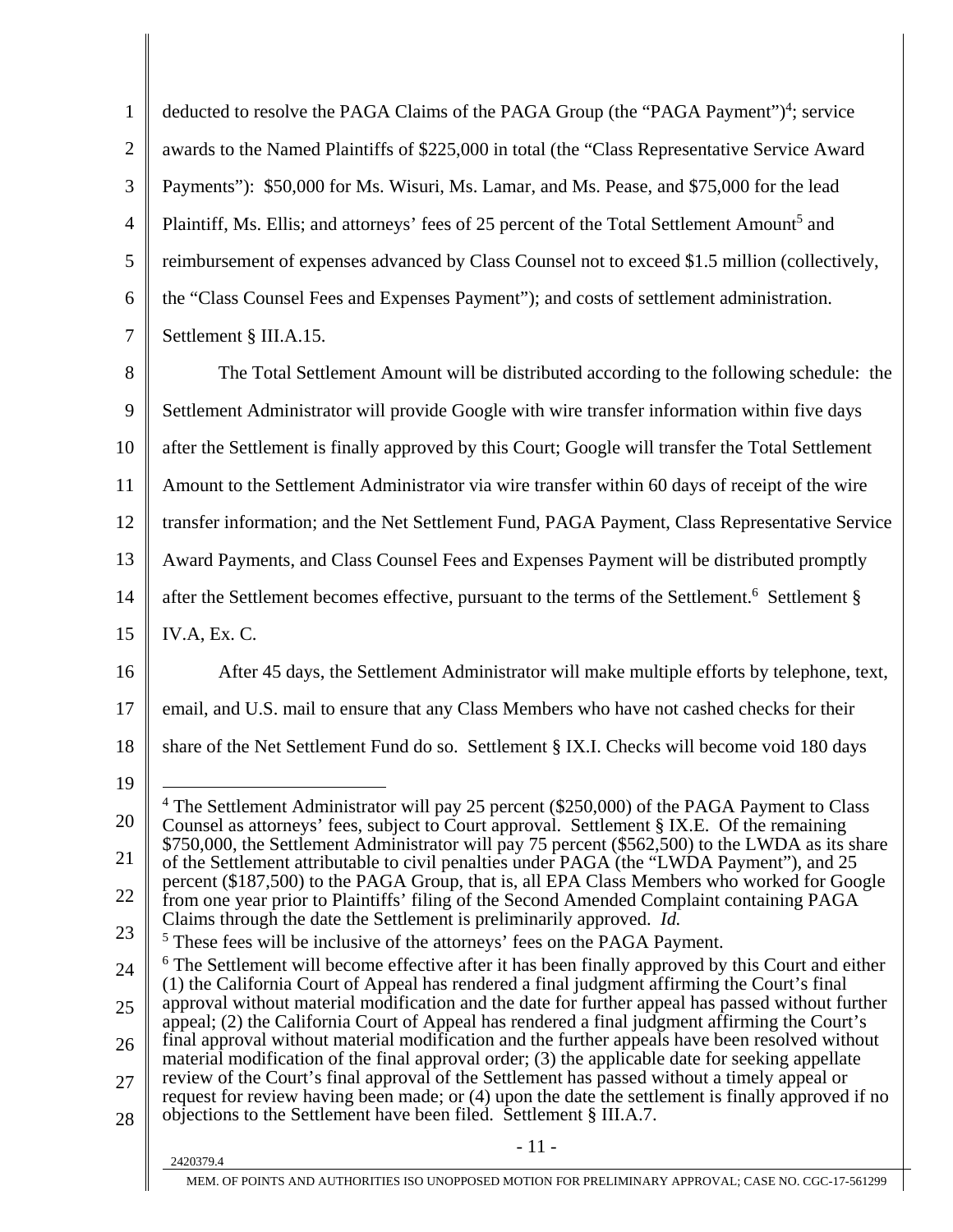deducted to resolve the PAGA Claims of the PAGA Group (the "PAGA Payment")[4]; service awards to the Named Plaintiffs of $225,000 in total (the "Class Representative Service Award Payments"): $50,000 for Ms. Wisuri, Ms. Lamar, and Ms. Pease, and $75,000 for the lead Plaintiff, Ms. Ellis; and attorneys' fees of 25 percent of the Total Settlement Amount[5] and reimbursement of expenses advanced by Class Counsel not to exceed $1.5 million (collectively, the "Class Counsel Fees and Expenses Payment"); and costs of settlement administration. Settlement § III.A.15.

The Total Settlement Amount will be distributed according to the following schedule: the Settlement Administrator will provide Google with wire transfer information within five days after the Settlement is finally approved by this Court; Google will transfer the Total Settlement Amount to the Settlement Administrator via wire transfer within 60 days of receipt of the wire transfer information; and the Net Settlement Fund, PAGA Payment, Class Representative Service Award Payments, and Class Counsel Fees and Expenses Payment will be distributed promptly after the Settlement becomes effective, pursuant to the terms of the Settlement.[6] Settlement § IV.A, Ex. C.

After 45 days, the Settlement Administrator will make multiple efforts by telephone, text, email, and U.S. mail to ensure that any Class Members who have not cashed checks for their share of the Net Settlement Fund do so. Settlement § IX.I. Checks will become void 180 days

---

[4] The Settlement Administrator will pay 25 percent ($250,000) of the PAGA Payment to Class Counsel as attorneys' fees, subject to Court approval. Settlement § IX.E. Of the remaining $750,000, the Settlement Administrator will pay 75 percent ($562,500) to the LWDA as its share of the Settlement attributable to civil penalties under PAGA (the "LWDA Payment"), and 25 percent ($187,500) to the PAGA Group, that is, all EPA Class Members who worked for Google from one year prior to Plaintiffs' filing of the Second Amended Complaint containing PAGA Claims through the date the Settlement is preliminarily approved. *Id.*

[5] These fees will be inclusive of the attorneys' fees on the PAGA Payment.

[6] The Settlement will become effective after it has been finally approved by this Court and either (1) the California Court of Appeal has rendered a final judgment affirming the Court's final approval without material modification and the date for further appeal has passed without further appeal; (2) the California Court of Appeal has rendered a final judgment affirming the Court's final approval without material modification and the further appeals have been resolved without material modification of the final approval order; (3) the applicable date for seeking appellate review of the Court's final approval of the Settlement has passed without a timely appeal or request for review having been made; or (4) upon the date the settlement is finally approved if no objections to the Settlement have been filed. Settlement § III.A.7.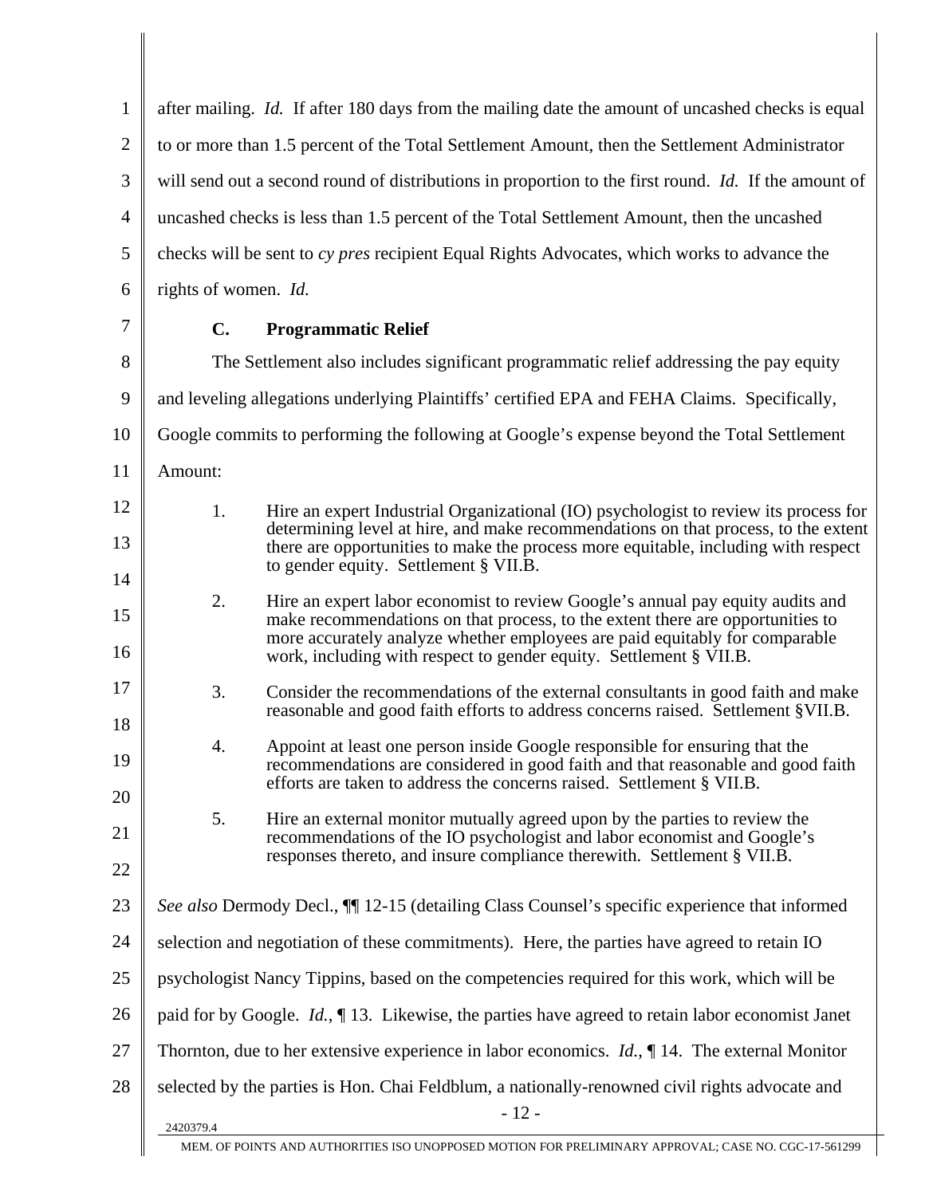after mailing. *Id.* If after 180 days from the mailing date the amount of uncashed checks is equal to or more than 1.5 percent of the Total Settlement Amount, then the Settlement Administrator will send out a second round of distributions in proportion to the first round. *Id.* If the amount of uncashed checks is less than 1.5 percent of the Total Settlement Amount, then the uncashed checks will be sent to *cy pres* recipient Equal Rights Advocates, which works to advance the rights of women. *Id.*

### C. Programmatic Relief

The Settlement also includes significant programmatic relief addressing the pay equity and leveling allegations underlying Plaintiffs' certified EPA and FEHA Claims. Specifically, Google commits to performing the following at Google's expense beyond the Total Settlement Amount:

1. Hire an expert Industrial Organizational (IO) psychologist to review its process for determining level at hire, and make recommendations on that process, to the extent there are opportunities to make the process more equitable, including with respect to gender equity. Settlement § VII.B.
2. Hire an expert labor economist to review Google's annual pay equity audits and make recommendations on that process, to the extent there are opportunities to more accurately analyze whether employees are paid equitably for comparable work, including with respect to gender equity. Settlement § VII.B.
3. Consider the recommendations of the external consultants in good faith and make reasonable and good faith efforts to address concerns raised. Settlement §VII.B.
4. Appoint at least one person inside Google responsible for ensuring that the recommendations are considered in good faith and that reasonable and good faith efforts are taken to address the concerns raised. Settlement § VII.B.
5. Hire an external monitor mutually agreed upon by the parties to review the recommendations of the IO psychologist and labor economist and Google's responses thereto, and insure compliance therewith. Settlement § VII.B.

*See also* Dermody Decl., ¶¶ 12-15 (detailing Class Counsel's specific experience that informed selection and negotiation of these commitments). Here, the parties have agreed to retain IO psychologist Nancy Tippins, based on the competencies required for this work, which will be paid for by Google. *Id.*, ¶ 13. Likewise, the parties have agreed to retain labor economist Janet Thornton, due to her extensive experience in labor economics. *Id.*, ¶ 14. The external Monitor selected by the parties is Hon. Chai Feldblum, a nationally-renowned civil rights advocate and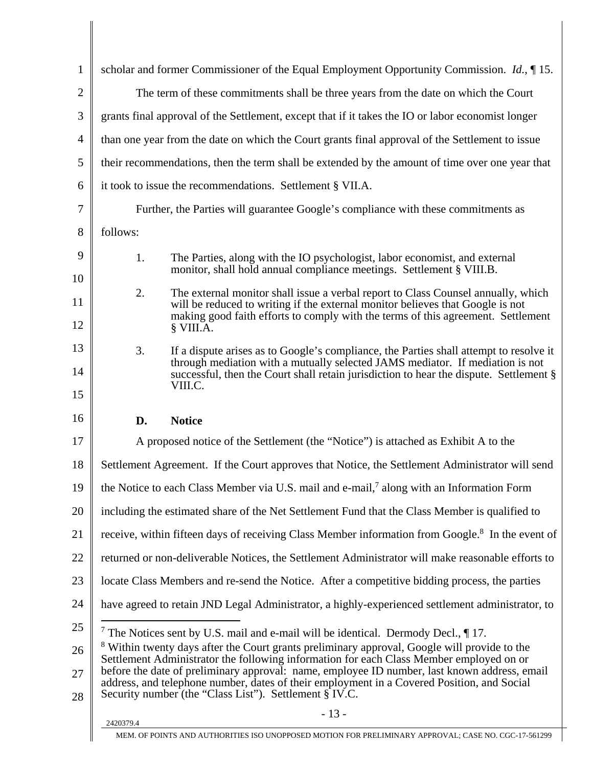scholar and former Commissioner of the Equal Employment Opportunity Commission. *Id.*, ¶ 15.

The term of these commitments shall be three years from the date on which the Court grants final approval of the Settlement, except that if it takes the IO or labor economist longer than one year from the date on which the Court grants final approval of the Settlement to issue their recommendations, then the term shall be extended by the amount of time over one year that it took to issue the recommendations. Settlement § VII.A.

Further, the Parties will guarantee Google's compliance with these commitments as follows:

1. The Parties, along with the IO psychologist, labor economist, and external monitor, shall hold annual compliance meetings. Settlement § VIII.B.

2. The external monitor shall issue a verbal report to Class Counsel annually, which will be reduced to writing if the external monitor believes that Google is not making good faith efforts to comply with the terms of this agreement. Settlement § VIII.A.

3. If a dispute arises as to Google's compliance, the Parties shall attempt to resolve it through mediation with a mutually selected JAMS mediator. If mediation is not successful, then the Court shall retain jurisdiction to hear the dispute. Settlement § VIII.C.

### D. Notice

A proposed notice of the Settlement (the "Notice") is attached as Exhibit A to the Settlement Agreement. If the Court approves that Notice, the Settlement Administrator will send the Notice to each Class Member via U.S. mail and e-mail,[7] along with an Information Form including the estimated share of the Net Settlement Fund that the Class Member is qualified to receive, within fifteen days of receiving Class Member information from Google.[8] In the event of returned or non-deliverable Notices, the Settlement Administrator will make reasonable efforts to locate Class Members and re-send the Notice. After a competitive bidding process, the parties have agreed to retain JND Legal Administrator, a highly-experienced settlement administrator, to

---

[7] The Notices sent by U.S. mail and e-mail will be identical. Dermody Decl., ¶ 17.

[8] Within twenty days after the Court grants preliminary approval, Google will provide to the Settlement Administrator the following information for each Class Member employed on or before the date of preliminary approval: name, employee ID number, last known address, email address, and telephone number, dates of their employment in a Covered Position, and Social Security number (the "Class List"). Settlement § IV.C.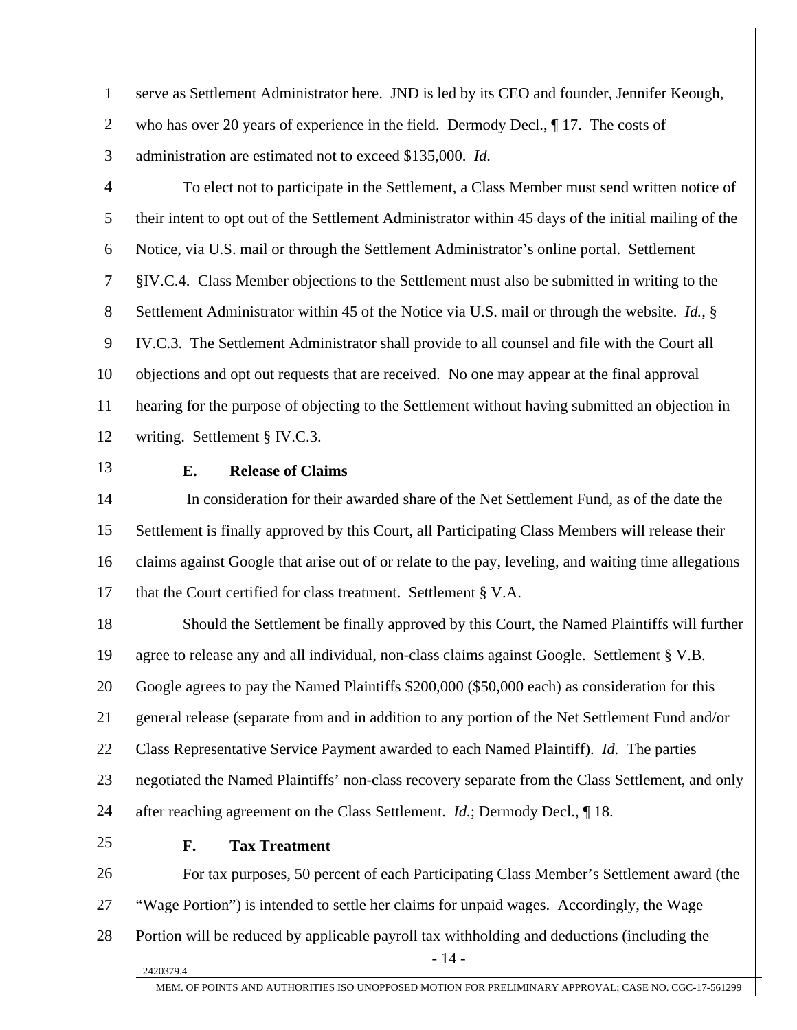serve as Settlement Administrator here. JND is led by its CEO and founder, Jennifer Keough, who has over 20 years of experience in the field. Dermody Decl., ¶ 17. The costs of administration are estimated not to exceed $135,000. *Id.*

To elect not to participate in the Settlement, a Class Member must send written notice of their intent to opt out of the Settlement Administrator within 45 days of the initial mailing of the Notice, via U.S. mail or through the Settlement Administrator's online portal. Settlement §IV.C.4. Class Member objections to the Settlement must also be submitted in writing to the Settlement Administrator within 45 of the Notice via U.S. mail or through the website. *Id.*, § IV.C.3. The Settlement Administrator shall provide to all counsel and file with the Court all objections and opt out requests that are received. No one may appear at the final approval hearing for the purpose of objecting to the Settlement without having submitted an objection in writing. Settlement § IV.C.3.

### E. Release of Claims

In consideration for their awarded share of the Net Settlement Fund, as of the date the Settlement is finally approved by this Court, all Participating Class Members will release their claims against Google that arise out of or relate to the pay, leveling, and waiting time allegations that the Court certified for class treatment. Settlement § V.A.

Should the Settlement be finally approved by this Court, the Named Plaintiffs will further agree to release any and all individual, non-class claims against Google. Settlement § V.B. Google agrees to pay the Named Plaintiffs $200,000 ($50,000 each) as consideration for this general release (separate from and in addition to any portion of the Net Settlement Fund and/or Class Representative Service Payment awarded to each Named Plaintiff). *Id.* The parties negotiated the Named Plaintiffs' non-class recovery separate from the Class Settlement, and only after reaching agreement on the Class Settlement. *Id.*; Dermody Decl., ¶ 18.

### F. Tax Treatment

For tax purposes, 50 percent of each Participating Class Member's Settlement award (the "Wage Portion") is intended to settle her claims for unpaid wages. Accordingly, the Wage Portion will be reduced by applicable payroll tax withholding and deductions (including the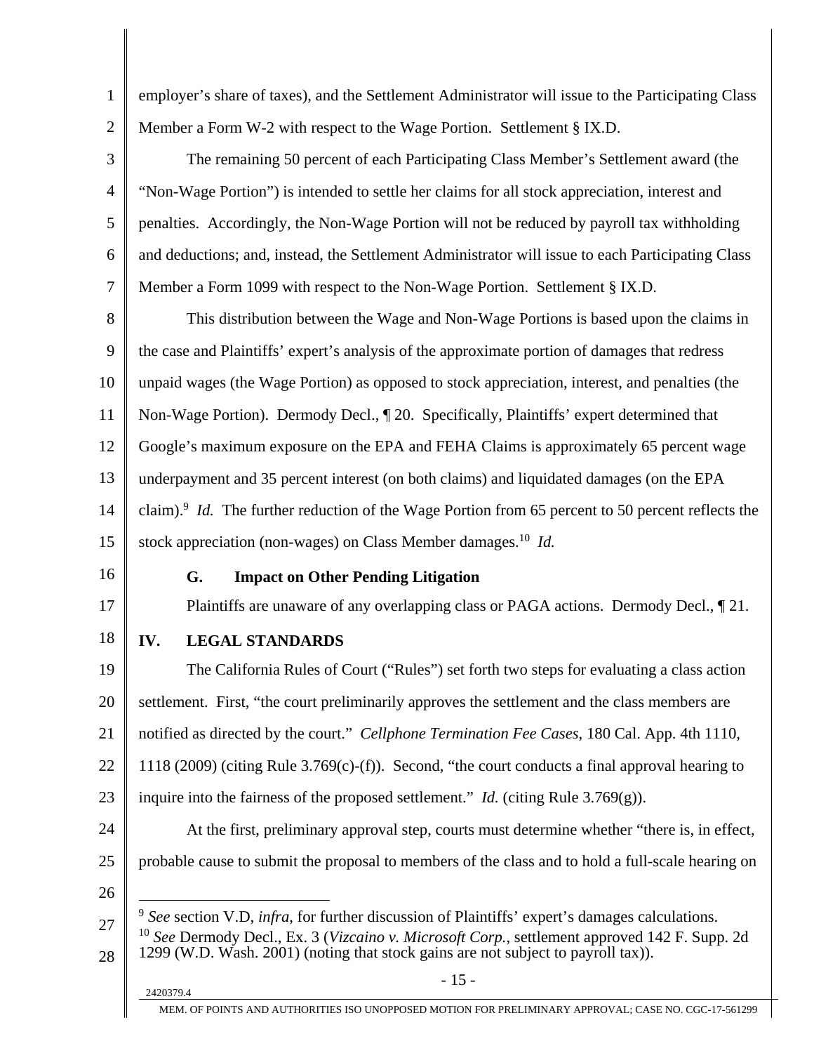employer's share of taxes), and the Settlement Administrator will issue to the Participating Class Member a Form W-2 with respect to the Wage Portion. Settlement § IX.D.

The remaining 50 percent of each Participating Class Member's Settlement award (the "Non-Wage Portion") is intended to settle her claims for all stock appreciation, interest and penalties. Accordingly, the Non-Wage Portion will not be reduced by payroll tax withholding and deductions; and, instead, the Settlement Administrator will issue to each Participating Class Member a Form 1099 with respect to the Non-Wage Portion. Settlement § IX.D.

This distribution between the Wage and Non-Wage Portions is based upon the claims in the case and Plaintiffs' expert's analysis of the approximate portion of damages that redress unpaid wages (the Wage Portion) as opposed to stock appreciation, interest, and penalties (the Non-Wage Portion). Dermody Decl., ¶ 20. Specifically, Plaintiffs' expert determined that Google's maximum exposure on the EPA and FEHA Claims is approximately 65 percent wage underpayment and 35 percent interest (on both claims) and liquidated damages (on the EPA claim).[9] *Id.* The further reduction of the Wage Portion from 65 percent to 50 percent reflects the stock appreciation (non-wages) on Class Member damages.[10] *Id.*

### G. Impact on Other Pending Litigation

Plaintiffs are unaware of any overlapping class or PAGA actions. Dermody Decl., ¶ 21.

## IV. LEGAL STANDARDS

The California Rules of Court ("Rules") set forth two steps for evaluating a class action settlement. First, "the court preliminarily approves the settlement and the class members are notified as directed by the court." *Cellphone Termination Fee Cases*, 180 Cal. App. 4th 1110, 1118 (2009) (citing Rule 3.769(c)-(f)). Second, "the court conducts a final approval hearing to inquire into the fairness of the proposed settlement." *Id.* (citing Rule 3.769(g)).

At the first, preliminary approval step, courts must determine whether "there is, in effect, probable cause to submit the proposal to members of the class and to hold a full-scale hearing on

---

[9] *See* section V.D, *infra*, for further discussion of Plaintiffs' expert's damages calculations.

[10] *See* Dermody Decl., Ex. 3 (*Vizcaino v. Microsoft Corp.*, settlement approved 142 F. Supp. 2d 1299 (W.D. Wash. 2001) (noting that stock gains are not subject to payroll tax)).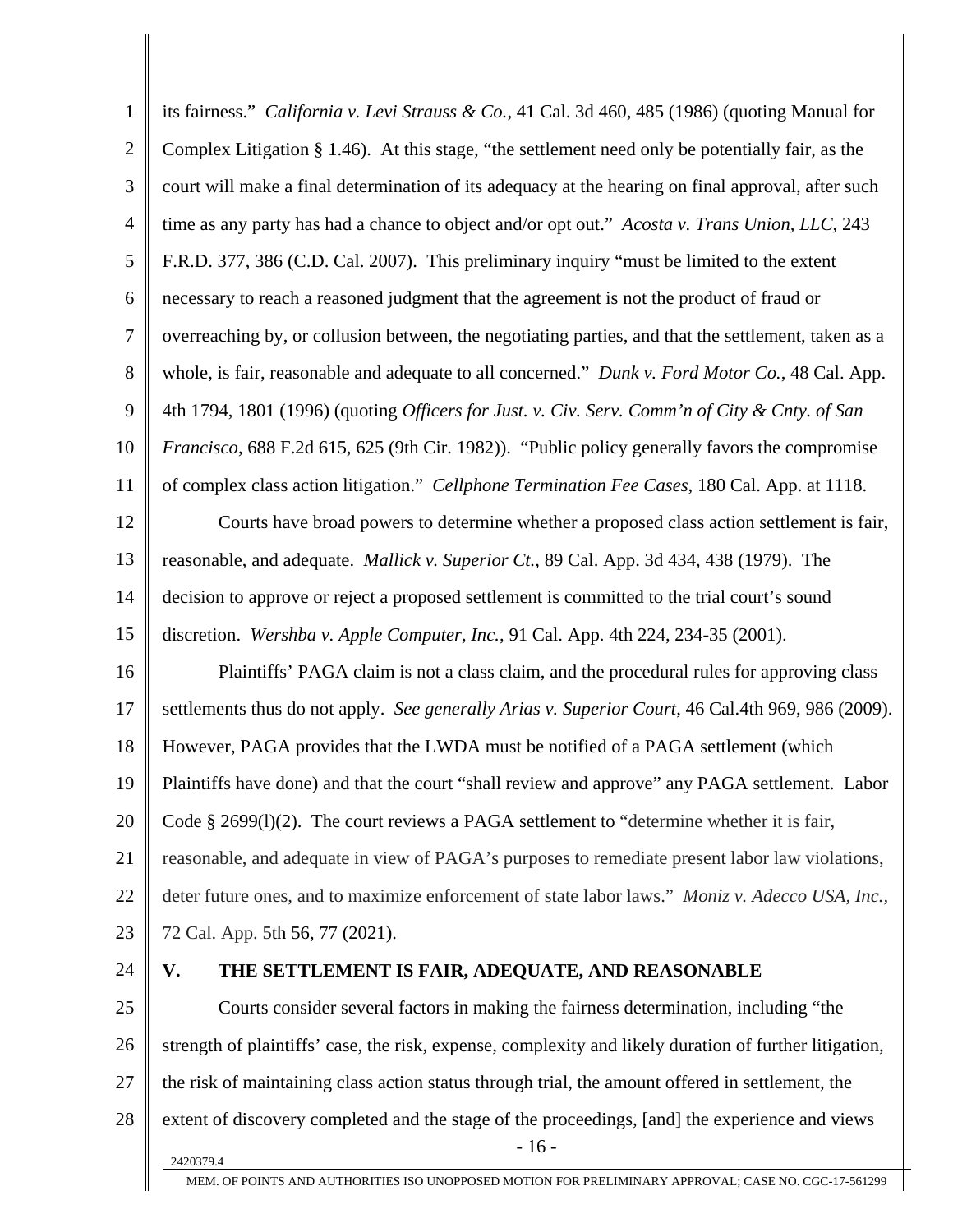its fairness." *California v. Levi Strauss & Co.*, 41 Cal. 3d 460, 485 (1986) (quoting Manual for Complex Litigation § 1.46). At this stage, "the settlement need only be potentially fair, as the court will make a final determination of its adequacy at the hearing on final approval, after such time as any party has had a chance to object and/or opt out." *Acosta v. Trans Union, LLC*, 243 F.R.D. 377, 386 (C.D. Cal. 2007). This preliminary inquiry "must be limited to the extent necessary to reach a reasoned judgment that the agreement is not the product of fraud or overreaching by, or collusion between, the negotiating parties, and that the settlement, taken as a whole, is fair, reasonable and adequate to all concerned." *Dunk v. Ford Motor Co.*, 48 Cal. App. 4th 1794, 1801 (1996) (quoting *Officers for Just. v. Civ. Serv. Comm'n of City & Cnty. of San Francisco*, 688 F.2d 615, 625 (9th Cir. 1982)). "Public policy generally favors the compromise of complex class action litigation." *Cellphone Termination Fee Cases*, 180 Cal. App. at 1118.

Courts have broad powers to determine whether a proposed class action settlement is fair, reasonable, and adequate. *Mallick v. Superior Ct.*, 89 Cal. App. 3d 434, 438 (1979). The decision to approve or reject a proposed settlement is committed to the trial court's sound discretion. *Wershba v. Apple Computer, Inc.*, 91 Cal. App. 4th 224, 234-35 (2001).

Plaintiffs' PAGA claim is not a class claim, and the procedural rules for approving class settlements thus do not apply. *See generally Arias v. Superior Court*, 46 Cal.4th 969, 986 (2009). However, PAGA provides that the LWDA must be notified of a PAGA settlement (which Plaintiffs have done) and that the court "shall review and approve" any PAGA settlement. Labor Code § 2699(l)(2). The court reviews a PAGA settlement to "determine whether it is fair, reasonable, and adequate in view of PAGA's purposes to remediate present labor law violations, deter future ones, and to maximize enforcement of state labor laws." *Moniz v. Adecco USA, Inc.*, 72 Cal. App. 5th 56, 77 (2021).

## V. THE SETTLEMENT IS FAIR, ADEQUATE, AND REASONABLE

Courts consider several factors in making the fairness determination, including "the strength of plaintiffs' case, the risk, expense, complexity and likely duration of further litigation, the risk of maintaining class action status through trial, the amount offered in settlement, the extent of discovery completed and the stage of the proceedings, [and] the experience and views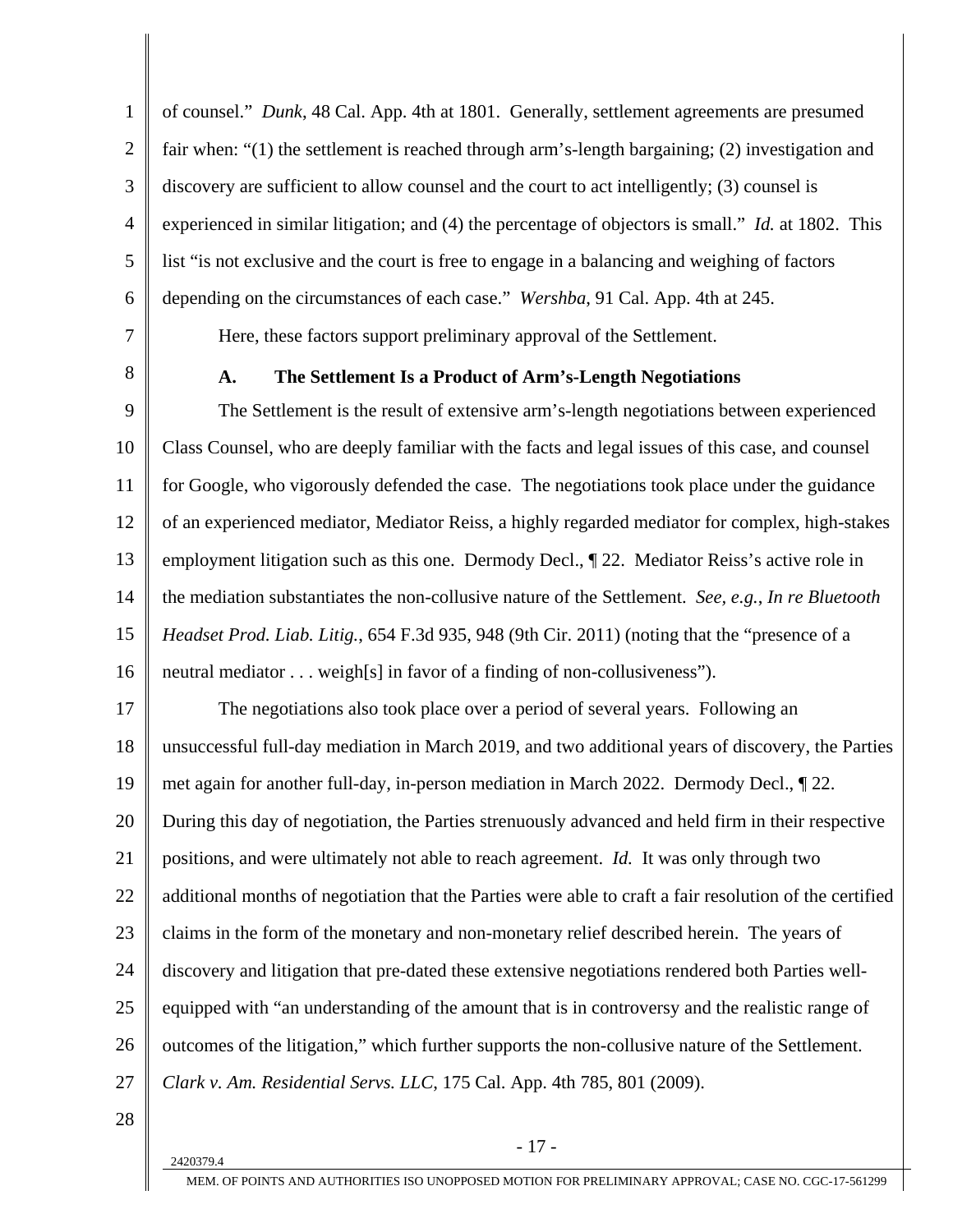of counsel." *Dunk*, 48 Cal. App. 4th at 1801. Generally, settlement agreements are presumed fair when: "(1) the settlement is reached through arm's-length bargaining; (2) investigation and discovery are sufficient to allow counsel and the court to act intelligently; (3) counsel is experienced in similar litigation; and (4) the percentage of objectors is small." *Id.* at 1802. This list "is not exclusive and the court is free to engage in a balancing and weighing of factors depending on the circumstances of each case." *Wershba*, 91 Cal. App. 4th at 245.

Here, these factors support preliminary approval of the Settlement.

### A. The Settlement Is a Product of Arm's-Length Negotiations

The Settlement is the result of extensive arm's-length negotiations between experienced Class Counsel, who are deeply familiar with the facts and legal issues of this case, and counsel for Google, who vigorously defended the case. The negotiations took place under the guidance of an experienced mediator, Mediator Reiss, a highly regarded mediator for complex, high-stakes employment litigation such as this one. Dermody Decl., ¶ 22. Mediator Reiss's active role in the mediation substantiates the non-collusive nature of the Settlement. *See, e.g.*, *In re Bluetooth Headset Prod. Liab. Litig.*, 654 F.3d 935, 948 (9th Cir. 2011) (noting that the "presence of a neutral mediator . . . weigh[s] in favor of a finding of non-collusiveness").

The negotiations also took place over a period of several years. Following an unsuccessful full-day mediation in March 2019, and two additional years of discovery, the Parties met again for another full-day, in-person mediation in March 2022. Dermody Decl., ¶ 22. During this day of negotiation, the Parties strenuously advanced and held firm in their respective positions, and were ultimately not able to reach agreement. *Id.* It was only through two additional months of negotiation that the Parties were able to craft a fair resolution of the certified claims in the form of the monetary and non-monetary relief described herein. The years of discovery and litigation that pre-dated these extensive negotiations rendered both Parties well-equipped with "an understanding of the amount that is in controversy and the realistic range of outcomes of the litigation," which further supports the non-collusive nature of the Settlement. *Clark v. Am. Residential Servs. LLC*, 175 Cal. App. 4th 785, 801 (2009).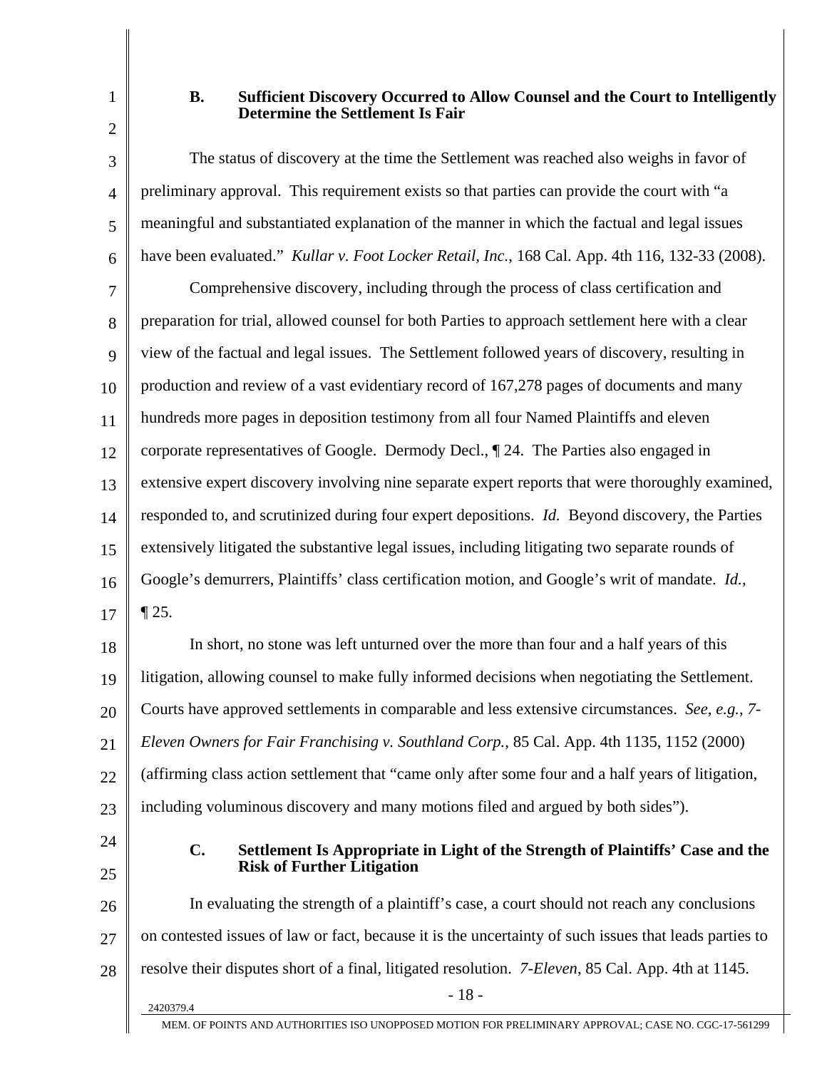### B. Sufficient Discovery Occurred to Allow Counsel and the Court to Intelligently Determine the Settlement Is Fair

The status of discovery at the time the Settlement was reached also weighs in favor of preliminary approval. This requirement exists so that parties can provide the court with "a meaningful and substantiated explanation of the manner in which the factual and legal issues have been evaluated." *Kullar v. Foot Locker Retail, Inc.*, 168 Cal. App. 4th 116, 132-33 (2008).

Comprehensive discovery, including through the process of class certification and preparation for trial, allowed counsel for both Parties to approach settlement here with a clear view of the factual and legal issues. The Settlement followed years of discovery, resulting in production and review of a vast evidentiary record of 167,278 pages of documents and many hundreds more pages in deposition testimony from all four Named Plaintiffs and eleven corporate representatives of Google. Dermody Decl., ¶ 24. The Parties also engaged in extensive expert discovery involving nine separate expert reports that were thoroughly examined, responded to, and scrutinized during four expert depositions. *Id.* Beyond discovery, the Parties extensively litigated the substantive legal issues, including litigating two separate rounds of Google's demurrers, Plaintiffs' class certification motion, and Google's writ of mandate. *Id.*, ¶ 25.

In short, no stone was left unturned over the more than four and a half years of this litigation, allowing counsel to make fully informed decisions when negotiating the Settlement. Courts have approved settlements in comparable and less extensive circumstances. *See, e.g.*, *7-Eleven Owners for Fair Franchising v. Southland Corp.*, 85 Cal. App. 4th 1135, 1152 (2000) (affirming class action settlement that "came only after some four and a half years of litigation, including voluminous discovery and many motions filed and argued by both sides").

### C. Settlement Is Appropriate in Light of the Strength of Plaintiffs' Case and the Risk of Further Litigation

In evaluating the strength of a plaintiff's case, a court should not reach any conclusions on contested issues of law or fact, because it is the uncertainty of such issues that leads parties to resolve their disputes short of a final, litigated resolution. *7-Eleven*, 85 Cal. App. 4th at 1145.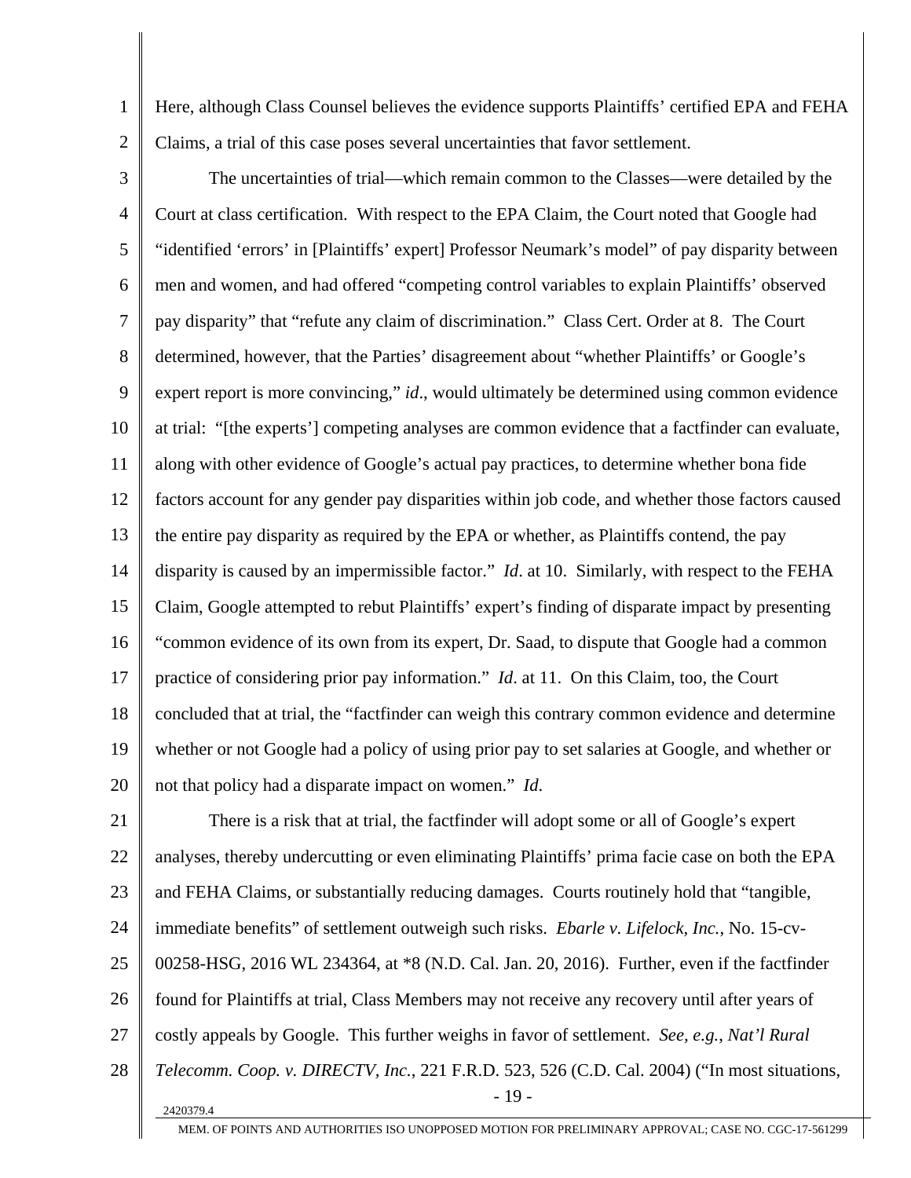Here, although Class Counsel believes the evidence supports Plaintiffs' certified EPA and FEHA Claims, a trial of this case poses several uncertainties that favor settlement.

The uncertainties of trial—which remain common to the Classes—were detailed by the Court at class certification. With respect to the EPA Claim, the Court noted that Google had "identified 'errors' in [Plaintiffs' expert] Professor Neumark's model" of pay disparity between men and women, and had offered "competing control variables to explain Plaintiffs' observed pay disparity" that "refute any claim of discrimination." Class Cert. Order at 8. The Court determined, however, that the Parties' disagreement about "whether Plaintiffs' or Google's expert report is more convincing," *id*., would ultimately be determined using common evidence at trial: "[the experts'] competing analyses are common evidence that a factfinder can evaluate, along with other evidence of Google's actual pay practices, to determine whether bona fide factors account for any gender pay disparities within job code, and whether those factors caused the entire pay disparity as required by the EPA or whether, as Plaintiffs contend, the pay disparity is caused by an impermissible factor." *Id*. at 10. Similarly, with respect to the FEHA Claim, Google attempted to rebut Plaintiffs' expert's finding of disparate impact by presenting "common evidence of its own from its expert, Dr. Saad, to dispute that Google had a common practice of considering prior pay information." *Id*. at 11. On this Claim, too, the Court concluded that at trial, the "factfinder can weigh this contrary common evidence and determine whether or not Google had a policy of using prior pay to set salaries at Google, and whether or not that policy had a disparate impact on women." *Id*.

There is a risk that at trial, the factfinder will adopt some or all of Google's expert analyses, thereby undercutting or even eliminating Plaintiffs' prima facie case on both the EPA and FEHA Claims, or substantially reducing damages. Courts routinely hold that "tangible, immediate benefits" of settlement outweigh such risks. *Ebarle v. Lifelock, Inc.*, No. 15-cv-00258-HSG, 2016 WL 234364, at *8 (N.D. Cal. Jan. 20, 2016). Further, even if the factfinder found for Plaintiffs at trial, Class Members may not receive any recovery until after years of costly appeals by Google. This further weighs in favor of settlement. *See, e.g.*, *Nat'l Rural Telecomm. Coop. v. DIRECTV, Inc.*, 221 F.R.D. 523, 526 (C.D. Cal. 2004) ("In most situations,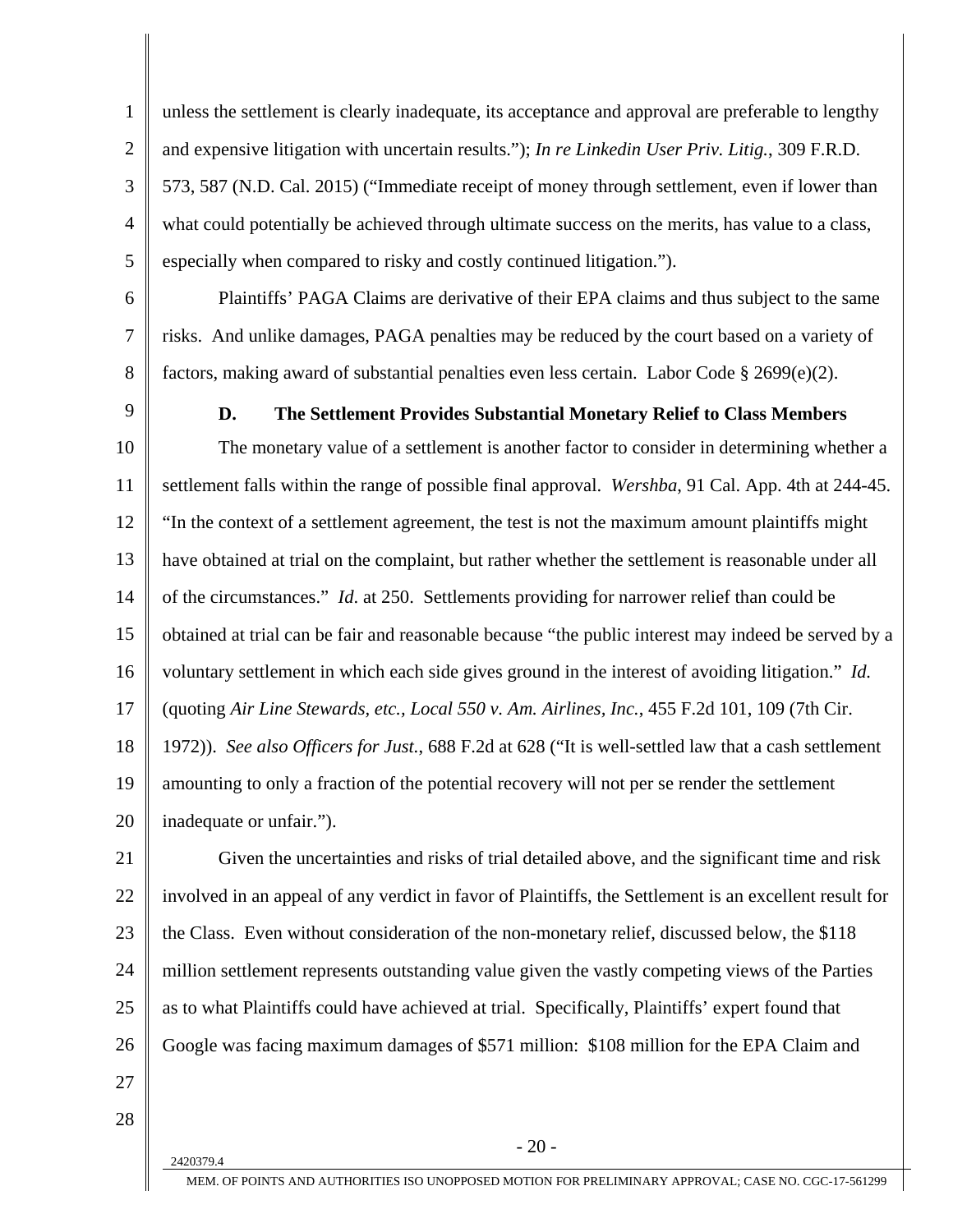unless the settlement is clearly inadequate, its acceptance and approval are preferable to lengthy and expensive litigation with uncertain results."); *In re Linkedin User Priv. Litig.*, 309 F.R.D. 573, 587 (N.D. Cal. 2015) ("Immediate receipt of money through settlement, even if lower than what could potentially be achieved through ultimate success on the merits, has value to a class, especially when compared to risky and costly continued litigation.").

Plaintiffs' PAGA Claims are derivative of their EPA claims and thus subject to the same risks. And unlike damages, PAGA penalties may be reduced by the court based on a variety of factors, making award of substantial penalties even less certain. Labor Code § 2699(e)(2).

### D. The Settlement Provides Substantial Monetary Relief to Class Members

The monetary value of a settlement is another factor to consider in determining whether a settlement falls within the range of possible final approval. *Wershba*, 91 Cal. App. 4th at 244-45. "In the context of a settlement agreement, the test is not the maximum amount plaintiffs might have obtained at trial on the complaint, but rather whether the settlement is reasonable under all of the circumstances." *Id*. at 250. Settlements providing for narrower relief than could be obtained at trial can be fair and reasonable because "the public interest may indeed be served by a voluntary settlement in which each side gives ground in the interest of avoiding litigation." *Id.* (quoting *Air Line Stewards, etc., Local 550 v. Am. Airlines, Inc.*, 455 F.2d 101, 109 (7th Cir. 1972)). *See also Officers for Just.*, 688 F.2d at 628 ("It is well-settled law that a cash settlement amounting to only a fraction of the potential recovery will not per se render the settlement inadequate or unfair.").

Given the uncertainties and risks of trial detailed above, and the significant time and risk involved in an appeal of any verdict in favor of Plaintiffs, the Settlement is an excellent result for the Class. Even without consideration of the non-monetary relief, discussed below, the $118 million settlement represents outstanding value given the vastly competing views of the Parties as to what Plaintiffs could have achieved at trial. Specifically, Plaintiffs' expert found that Google was facing maximum damages of $571 million: $108 million for the EPA Claim and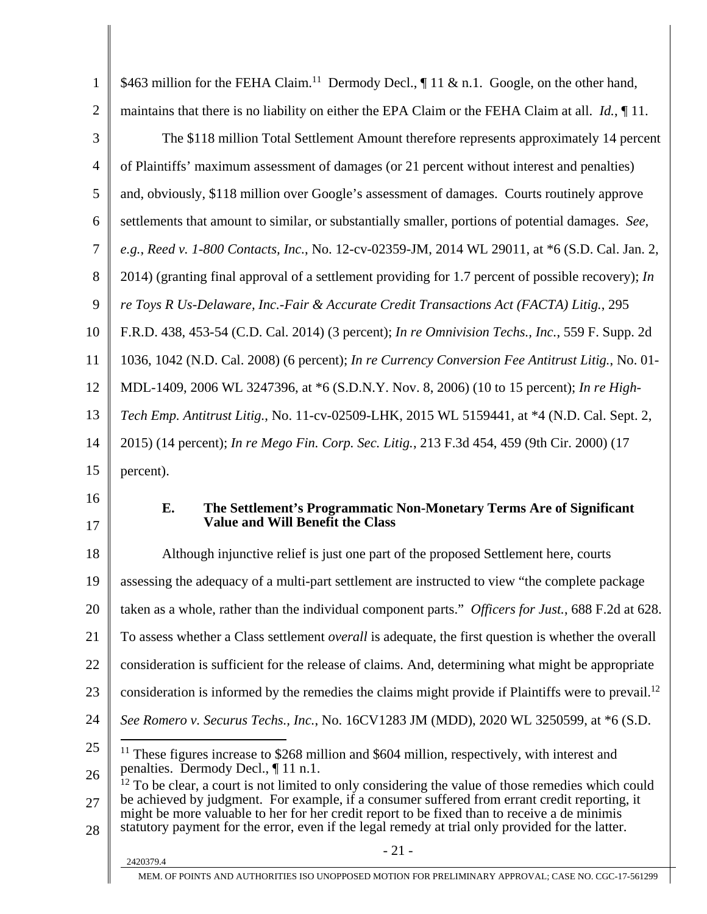$463 million for the FEHA Claim.[11] Dermody Decl., ¶ 11 & n.1. Google, on the other hand, maintains that there is no liability on either the EPA Claim or the FEHA Claim at all. *Id.*, ¶ 11.

The $118 million Total Settlement Amount therefore represents approximately 14 percent of Plaintiffs' maximum assessment of damages (or 21 percent without interest and penalties) and, obviously, $118 million over Google's assessment of damages. Courts routinely approve settlements that amount to similar, or substantially smaller, portions of potential damages. *See, e.g.*, *Reed v. 1-800 Contacts, Inc.*, No. 12-cv-02359-JM, 2014 WL 29011, at *6 (S.D. Cal. Jan. 2, 2014) (granting final approval of a settlement providing for 1.7 percent of possible recovery); *In re Toys R Us-Delaware, Inc.-Fair & Accurate Credit Transactions Act (FACTA) Litig.*, 295 F.R.D. 438, 453-54 (C.D. Cal. 2014) (3 percent); *In re Omnivision Techs., Inc.*, 559 F. Supp. 2d 1036, 1042 (N.D. Cal. 2008) (6 percent); *In re Currency Conversion Fee Antitrust Litig.*, No. 01-MDL-1409, 2006 WL 3247396, at *6 (S.D.N.Y. Nov. 8, 2006) (10 to 15 percent); *In re High-Tech Emp. Antitrust Litig.*, No. 11-cv-02509-LHK, 2015 WL 5159441, at *4 (N.D. Cal. Sept. 2, 2015) (14 percent); *In re Mego Fin. Corp. Sec. Litig.*, 213 F.3d 454, 459 (9th Cir. 2000) (17 percent).

### E. The Settlement's Programmatic Non-Monetary Terms Are of Significant Value and Will Benefit the Class

Although injunctive relief is just one part of the proposed Settlement here, courts assessing the adequacy of a multi-part settlement are instructed to view "the complete package taken as a whole, rather than the individual component parts." *Officers for Just.*, 688 F.2d at 628. To assess whether a Class settlement *overall* is adequate, the first question is whether the overall consideration is sufficient for the release of claims. And, determining what might be appropriate consideration is informed by the remedies the claims might provide if Plaintiffs were to prevail.[12] *See Romero v. Securus Techs., Inc.*, No. 16CV1283 JM (MDD), 2020 WL 3250599, at *6 (S.D.

---

[11] These figures increase to $268 million and $604 million, respectively, with interest and penalties. Dermody Decl., ¶ 11 n.1.

[12] To be clear, a court is not limited to only considering the value of those remedies which could be achieved by judgment. For example, if a consumer suffered from errant credit reporting, it might be more valuable to her for her credit report to be fixed than to receive a de minimis statutory payment for the error, even if the legal remedy at trial only provided for the latter.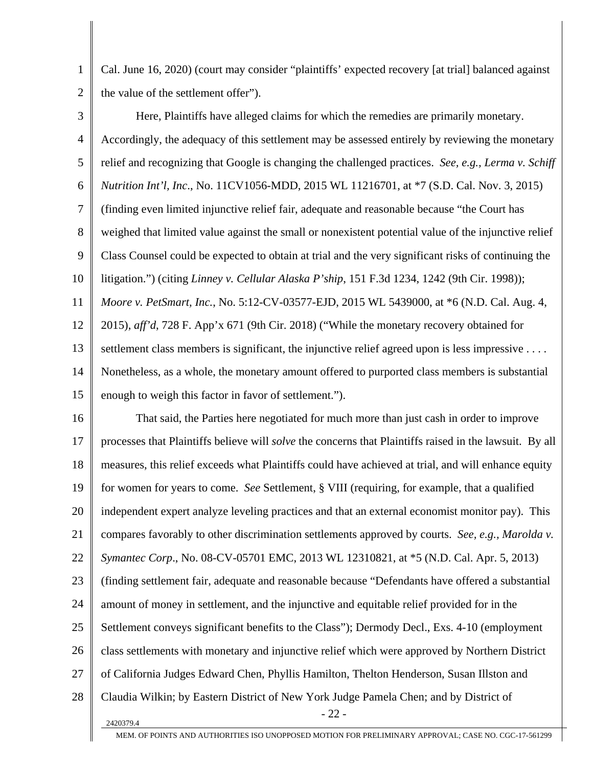Cal. June 16, 2020) (court may consider "plaintiffs' expected recovery [at trial] balanced against the value of the settlement offer").

Here, Plaintiffs have alleged claims for which the remedies are primarily monetary. Accordingly, the adequacy of this settlement may be assessed entirely by reviewing the monetary relief and recognizing that Google is changing the challenged practices. *See, e.g., Lerma v. Schiff Nutrition Int'l, Inc.*, No. 11CV1056-MDD, 2015 WL 11216701, at *7 (S.D. Cal. Nov. 3, 2015) (finding even limited injunctive relief fair, adequate and reasonable because "the Court has weighed that limited value against the small or nonexistent potential value of the injunctive relief Class Counsel could be expected to obtain at trial and the very significant risks of continuing the litigation.") (citing *Linney v. Cellular Alaska P'ship*, 151 F.3d 1234, 1242 (9th Cir. 1998)); *Moore v. PetSmart, Inc.*, No. 5:12-CV-03577-EJD, 2015 WL 5439000, at *6 (N.D. Cal. Aug. 4, 2015), *aff'd*, 728 F. App'x 671 (9th Cir. 2018) ("While the monetary recovery obtained for settlement class members is significant, the injunctive relief agreed upon is less impressive . . . . Nonetheless, as a whole, the monetary amount offered to purported class members is substantial enough to weigh this factor in favor of settlement.").

That said, the Parties here negotiated for much more than just cash in order to improve processes that Plaintiffs believe will *solve* the concerns that Plaintiffs raised in the lawsuit. By all measures, this relief exceeds what Plaintiffs could have achieved at trial, and will enhance equity for women for years to come. *See* Settlement, § VIII (requiring, for example, that a qualified independent expert analyze leveling practices and that an external economist monitor pay). This compares favorably to other discrimination settlements approved by courts. *See, e.g., Marolda v. Symantec Corp*., No. 08-CV-05701 EMC, 2013 WL 12310821, at *5 (N.D. Cal. Apr. 5, 2013) (finding settlement fair, adequate and reasonable because "Defendants have offered a substantial amount of money in settlement, and the injunctive and equitable relief provided for in the Settlement conveys significant benefits to the Class"); Dermody Decl., Exs. 4-10 (employment class settlements with monetary and injunctive relief which were approved by Northern District of California Judges Edward Chen, Phyllis Hamilton, Thelton Henderson, Susan Illston and Claudia Wilkin; by Eastern District of New York Judge Pamela Chen; and by District of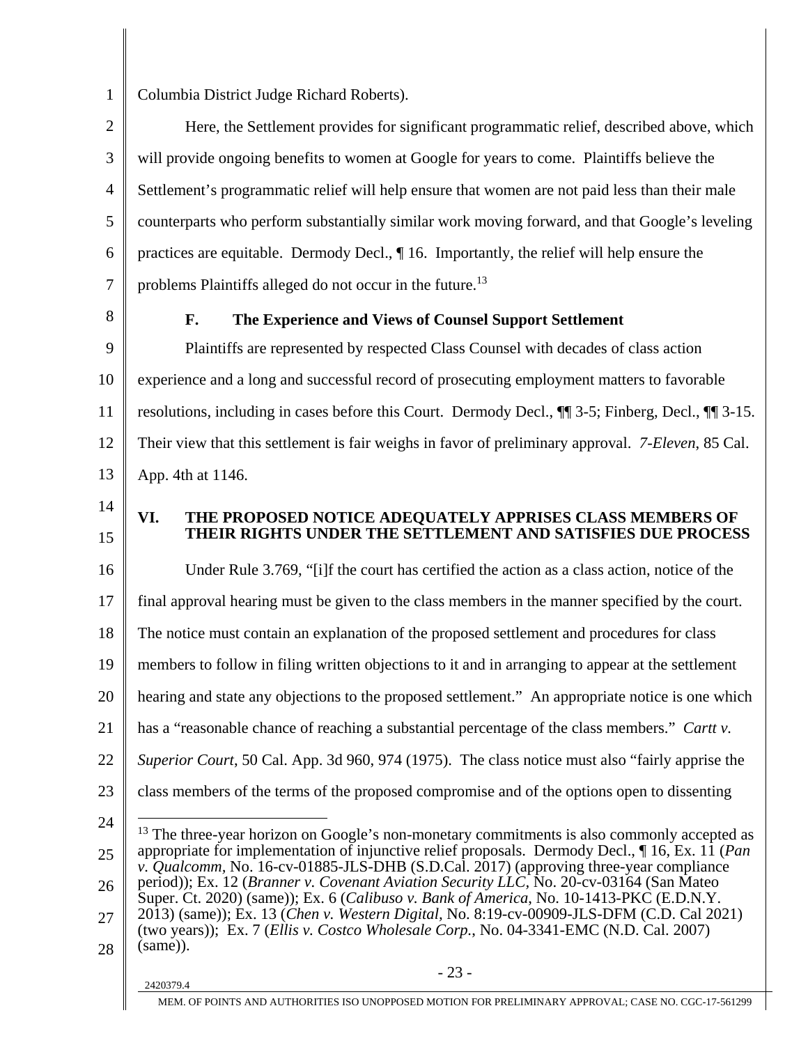Columbia District Judge Richard Roberts).

Here, the Settlement provides for significant programmatic relief, described above, which will provide ongoing benefits to women at Google for years to come. Plaintiffs believe the Settlement's programmatic relief will help ensure that women are not paid less than their male counterparts who perform substantially similar work moving forward, and that Google's leveling practices are equitable. Dermody Decl., ¶ 16. Importantly, the relief will help ensure the problems Plaintiffs alleged do not occur in the future.[13]

### F. The Experience and Views of Counsel Support Settlement

Plaintiffs are represented by respected Class Counsel with decades of class action experience and a long and successful record of prosecuting employment matters to favorable resolutions, including in cases before this Court. Dermody Decl., ¶¶ 3-5; Finberg, Decl., ¶¶ 3-15. Their view that this settlement is fair weighs in favor of preliminary approval. *7-Eleven*, 85 Cal. App. 4th at 1146.

## VI. THE PROPOSED NOTICE ADEQUATELY APPRISES CLASS MEMBERS OF THEIR RIGHTS UNDER THE SETTLEMENT AND SATISFIES DUE PROCESS

Under Rule 3.769, "[i]f the court has certified the action as a class action, notice of the final approval hearing must be given to the class members in the manner specified by the court. The notice must contain an explanation of the proposed settlement and procedures for class members to follow in filing written objections to it and in arranging to appear at the settlement hearing and state any objections to the proposed settlement." An appropriate notice is one which has a "reasonable chance of reaching a substantial percentage of the class members." *Cartt v. Superior Court*, 50 Cal. App. 3d 960, 974 (1975). The class notice must also "fairly apprise the class members of the terms of the proposed compromise and of the options open to dissenting

---

[13] The three-year horizon on Google's non-monetary commitments is also commonly accepted as appropriate for implementation of injunctive relief proposals. Dermody Decl., ¶ 16, Ex. 11 (*Pan v. Qualcomm*, No. 16-cv-01885-JLS-DHB (S.D.Cal. 2017) (approving three-year compliance period)); Ex. 12 (*Branner v. Covenant Aviation Security LLC*, No. 20-cv-03164 (San Mateo Super. Ct. 2020) (same)); Ex. 6 (*Calibuso v. Bank of America*, No. 10-1413-PKC (E.D.N.Y. 2013) (same)); Ex. 13 (*Chen v. Western Digital*, No. 8:19-cv-00909-JLS-DFM (C.D. Cal 2021) (two years)); Ex. 7 (*Ellis v. Costco Wholesale Corp.*, No. 04-3341-EMC (N.D. Cal. 2007) (same)).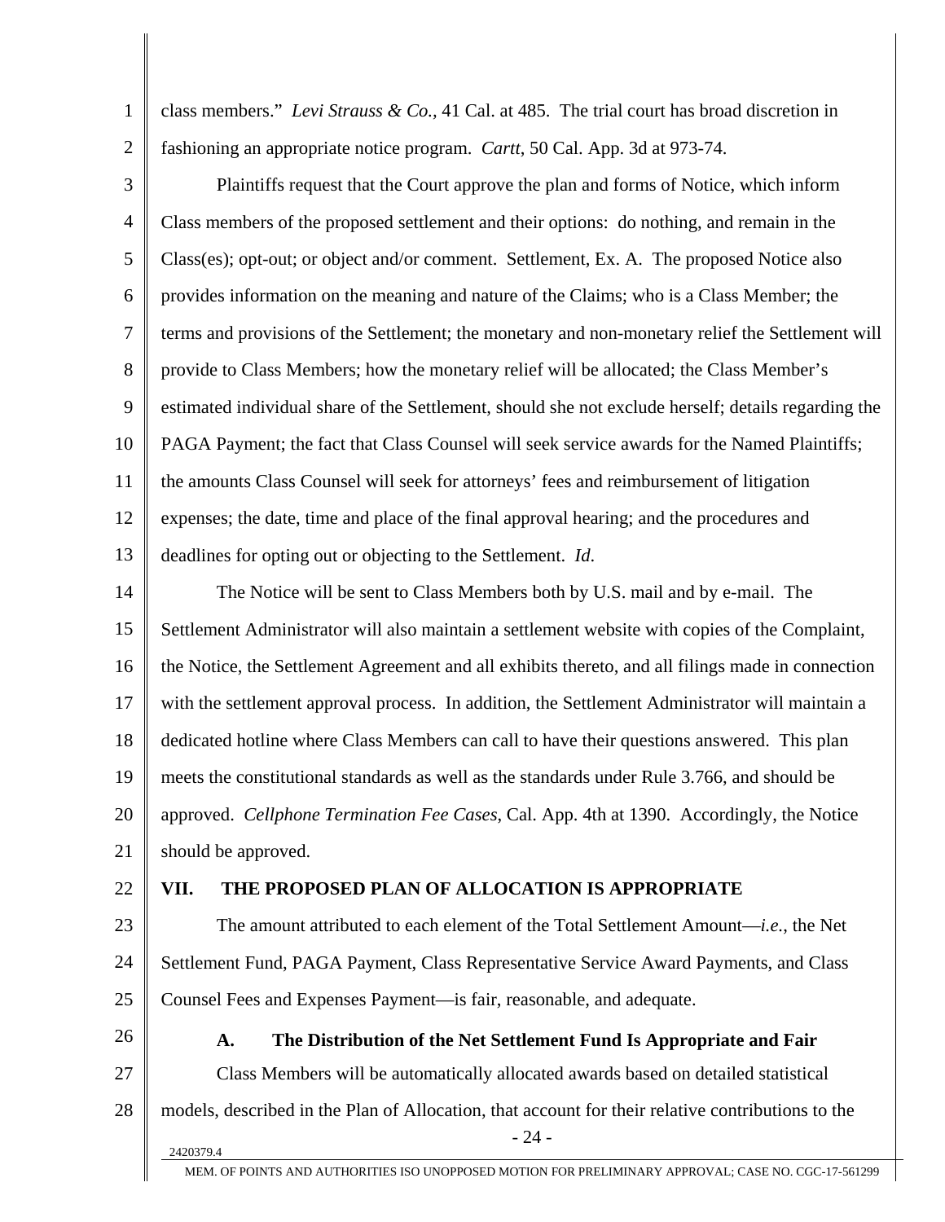class members." *Levi Strauss & Co.,* 41 Cal. at 485. The trial court has broad discretion in fashioning an appropriate notice program. *Cartt*, 50 Cal. App. 3d at 973-74.

Plaintiffs request that the Court approve the plan and forms of Notice, which inform Class members of the proposed settlement and their options: do nothing, and remain in the Class(es); opt-out; or object and/or comment. Settlement, Ex. A. The proposed Notice also provides information on the meaning and nature of the Claims; who is a Class Member; the terms and provisions of the Settlement; the monetary and non-monetary relief the Settlement will provide to Class Members; how the monetary relief will be allocated; the Class Member's estimated individual share of the Settlement, should she not exclude herself; details regarding the PAGA Payment; the fact that Class Counsel will seek service awards for the Named Plaintiffs; the amounts Class Counsel will seek for attorneys' fees and reimbursement of litigation expenses; the date, time and place of the final approval hearing; and the procedures and deadlines for opting out or objecting to the Settlement. *Id*.

The Notice will be sent to Class Members both by U.S. mail and by e-mail. The Settlement Administrator will also maintain a settlement website with copies of the Complaint, the Notice, the Settlement Agreement and all exhibits thereto, and all filings made in connection with the settlement approval process. In addition, the Settlement Administrator will maintain a dedicated hotline where Class Members can call to have their questions answered. This plan meets the constitutional standards as well as the standards under Rule 3.766, and should be approved. *Cellphone Termination Fee Cases*, Cal. App. 4th at 1390. Accordingly, the Notice should be approved.

## VII. THE PROPOSED PLAN OF ALLOCATION IS APPROPRIATE

The amount attributed to each element of the Total Settlement Amount—*i.e.*, the Net Settlement Fund, PAGA Payment, Class Representative Service Award Payments, and Class Counsel Fees and Expenses Payment—is fair, reasonable, and adequate.

### A. The Distribution of the Net Settlement Fund Is Appropriate and Fair

Class Members will be automatically allocated awards based on detailed statistical models, described in the Plan of Allocation, that account for their relative contributions to the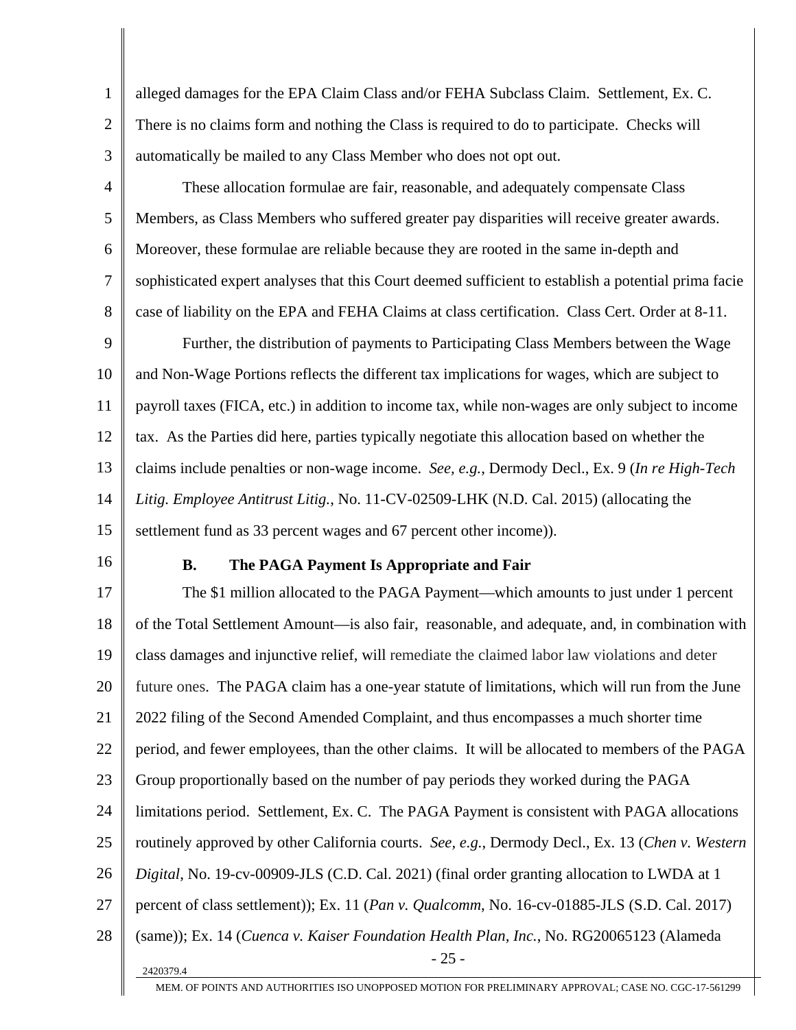alleged damages for the EPA Claim Class and/or FEHA Subclass Claim. Settlement, Ex. C. There is no claims form and nothing the Class is required to do to participate. Checks will automatically be mailed to any Class Member who does not opt out.

These allocation formulae are fair, reasonable, and adequately compensate Class Members, as Class Members who suffered greater pay disparities will receive greater awards. Moreover, these formulae are reliable because they are rooted in the same in-depth and sophisticated expert analyses that this Court deemed sufficient to establish a potential prima facie case of liability on the EPA and FEHA Claims at class certification. Class Cert. Order at 8-11.

Further, the distribution of payments to Participating Class Members between the Wage and Non-Wage Portions reflects the different tax implications for wages, which are subject to payroll taxes (FICA, etc.) in addition to income tax, while non-wages are only subject to income tax. As the Parties did here, parties typically negotiate this allocation based on whether the claims include penalties or non-wage income. *See, e.g.*, Dermody Decl., Ex. 9 (*In re High-Tech Litig. Employee Antitrust Litig.*, No. 11-CV-02509-LHK (N.D. Cal. 2015) (allocating the settlement fund as 33 percent wages and 67 percent other income)).

### B. The PAGA Payment Is Appropriate and Fair

The $1 million allocated to the PAGA Payment—which amounts to just under 1 percent of the Total Settlement Amount—is also fair, reasonable, and adequate, and, in combination with class damages and injunctive relief, will remediate the claimed labor law violations and deter future ones. The PAGA claim has a one-year statute of limitations, which will run from the June 2022 filing of the Second Amended Complaint, and thus encompasses a much shorter time period, and fewer employees, than the other claims. It will be allocated to members of the PAGA Group proportionally based on the number of pay periods they worked during the PAGA limitations period. Settlement, Ex. C. The PAGA Payment is consistent with PAGA allocations routinely approved by other California courts. *See, e.g.*, Dermody Decl., Ex. 13 (*Chen v. Western Digital*, No. 19-cv-00909-JLS (C.D. Cal. 2021) (final order granting allocation to LWDA at 1 percent of class settlement)); Ex. 11 (*Pan v. Qualcomm*, No. 16-cv-01885-JLS (S.D. Cal. 2017) (same)); Ex. 14 (*Cuenca v. Kaiser Foundation Health Plan, Inc.*, No. RG20065123 (Alameda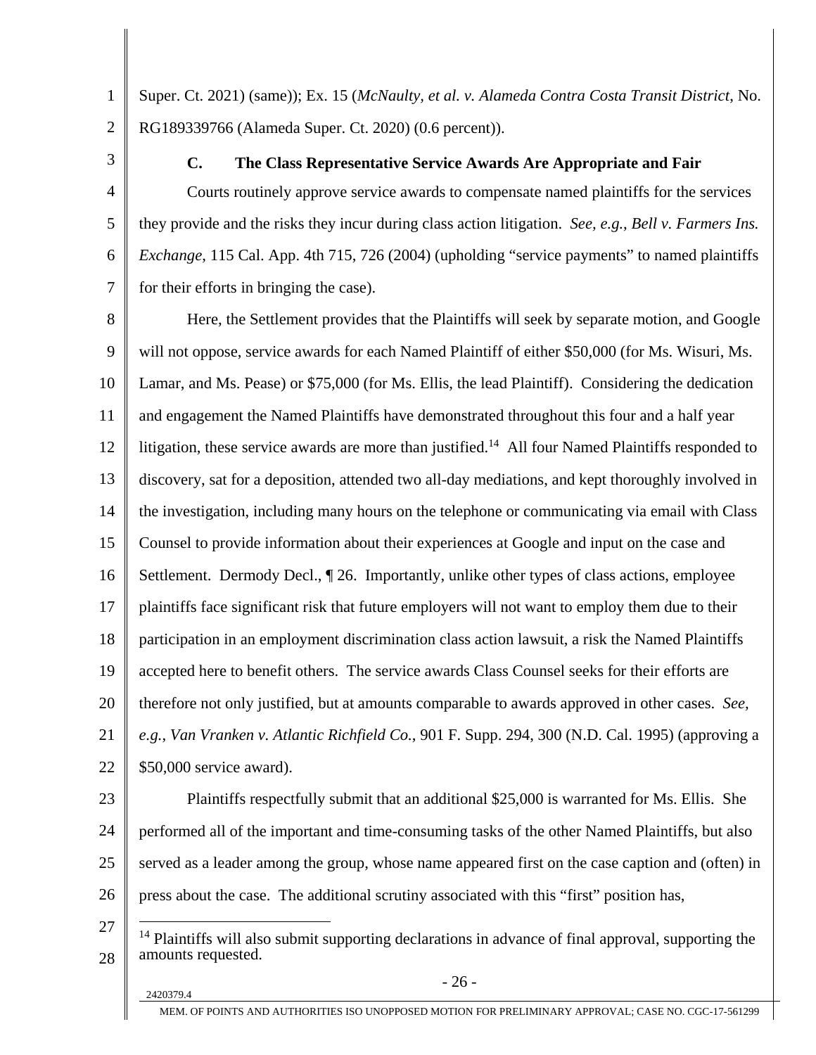Super. Ct. 2021) (same)); Ex. 15 (*McNaulty, et al. v. Alameda Contra Costa Transit District*, No. RG189339766 (Alameda Super. Ct. 2020) (0.6 percent)).

### C. The Class Representative Service Awards Are Appropriate and Fair

Courts routinely approve service awards to compensate named plaintiffs for the services they provide and the risks they incur during class action litigation. *See, e.g.*, *Bell v. Farmers Ins. Exchange*, 115 Cal. App. 4th 715, 726 (2004) (upholding "service payments" to named plaintiffs for their efforts in bringing the case).

Here, the Settlement provides that the Plaintiffs will seek by separate motion, and Google will not oppose, service awards for each Named Plaintiff of either $50,000 (for Ms. Wisuri, Ms. Lamar, and Ms. Pease) or $75,000 (for Ms. Ellis, the lead Plaintiff). Considering the dedication and engagement the Named Plaintiffs have demonstrated throughout this four and a half year litigation, these service awards are more than justified.[14] All four Named Plaintiffs responded to discovery, sat for a deposition, attended two all-day mediations, and kept thoroughly involved in the investigation, including many hours on the telephone or communicating via email with Class Counsel to provide information about their experiences at Google and input on the case and Settlement. Dermody Decl., ¶ 26. Importantly, unlike other types of class actions, employee plaintiffs face significant risk that future employers will not want to employ them due to their participation in an employment discrimination class action lawsuit, a risk the Named Plaintiffs accepted here to benefit others. The service awards Class Counsel seeks for their efforts are therefore not only justified, but at amounts comparable to awards approved in other cases. *See, e.g.*, *Van Vranken v. Atlantic Richfield Co.*, 901 F. Supp. 294, 300 (N.D. Cal. 1995) (approving a $50,000 service award).

Plaintiffs respectfully submit that an additional $25,000 is warranted for Ms. Ellis. She performed all of the important and time-consuming tasks of the other Named Plaintiffs, but also served as a leader among the group, whose name appeared first on the case caption and (often) in press about the case. The additional scrutiny associated with this "first" position has,

---

[14] Plaintiffs will also submit supporting declarations in advance of final approval, supporting the amounts requested.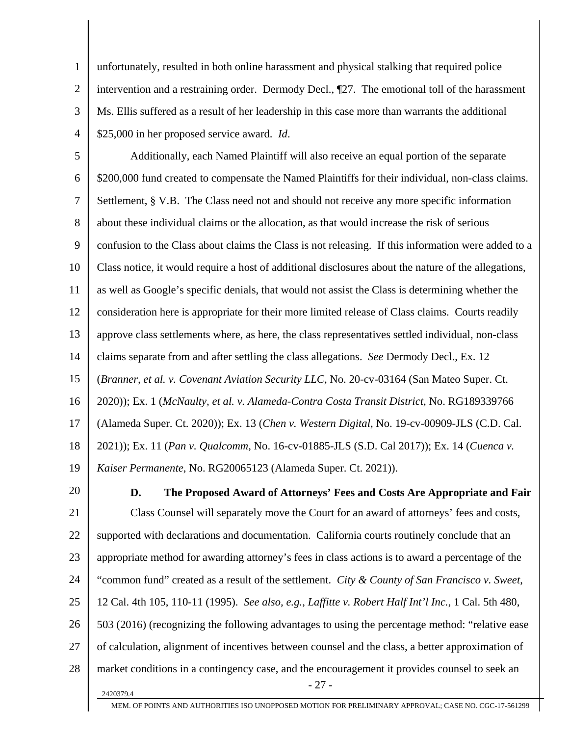unfortunately, resulted in both online harassment and physical stalking that required police intervention and a restraining order. Dermody Decl., ¶27. The emotional toll of the harassment Ms. Ellis suffered as a result of her leadership in this case more than warrants the additional $25,000 in her proposed service award. *Id*.

Additionally, each Named Plaintiff will also receive an equal portion of the separate $200,000 fund created to compensate the Named Plaintiffs for their individual, non-class claims. Settlement, § V.B. The Class need not and should not receive any more specific information about these individual claims or the allocation, as that would increase the risk of serious confusion to the Class about claims the Class is not releasing. If this information were added to a Class notice, it would require a host of additional disclosures about the nature of the allegations, as well as Google's specific denials, that would not assist the Class is determining whether the consideration here is appropriate for their more limited release of Class claims. Courts readily approve class settlements where, as here, the class representatives settled individual, non-class claims separate from and after settling the class allegations. *See* Dermody Decl., Ex. 12 (*Branner, et al. v. Covenant Aviation Security LLC*, No. 20-cv-03164 (San Mateo Super. Ct. 2020)); Ex. 1 (*McNaulty, et al. v. Alameda-Contra Costa Transit District*, No. RG189339766 (Alameda Super. Ct. 2020)); Ex. 13 (*Chen v. Western Digital*, No. 19-cv-00909-JLS (C.D. Cal. 2021)); Ex. 11 (*Pan v. Qualcomm*, No. 16-cv-01885-JLS (S.D. Cal 2017)); Ex. 14 (*Cuenca v. Kaiser Permanente*, No. RG20065123 (Alameda Super. Ct. 2021)).

**D. The Proposed Award of Attorneys' Fees and Costs Are Appropriate and Fair**

Class Counsel will separately move the Court for an award of attorneys' fees and costs, supported with declarations and documentation. California courts routinely conclude that an appropriate method for awarding attorney's fees in class actions is to award a percentage of the "common fund" created as a result of the settlement. *City & County of San Francisco v. Sweet*, 12 Cal. 4th 105, 110-11 (1995). *See also, e.g.*, *Laffitte v. Robert Half Int'l Inc.*, 1 Cal. 5th 480, 503 (2016) (recognizing the following advantages to using the percentage method: "relative ease of calculation, alignment of incentives between counsel and the class, a better approximation of market conditions in a contingency case, and the encouragement it provides counsel to seek an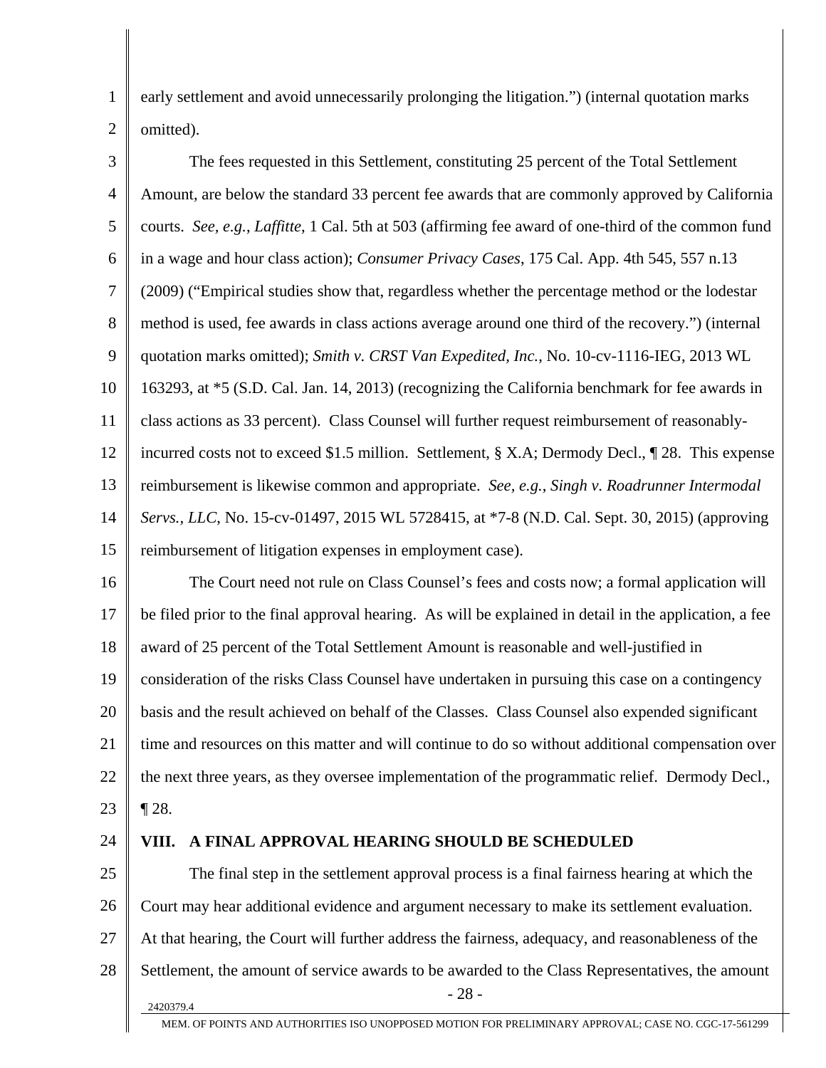early settlement and avoid unnecessarily prolonging the litigation.") (internal quotation marks omitted).

The fees requested in this Settlement, constituting 25 percent of the Total Settlement Amount, are below the standard 33 percent fee awards that are commonly approved by California courts. *See, e.g.*, *Laffitte*, 1 Cal. 5th at 503 (affirming fee award of one-third of the common fund in a wage and hour class action); *Consumer Privacy Cases*, 175 Cal. App. 4th 545, 557 n.13 (2009) ("Empirical studies show that, regardless whether the percentage method or the lodestar method is used, fee awards in class actions average around one third of the recovery.") (internal quotation marks omitted); *Smith v. CRST Van Expedited, Inc.*, No. 10-cv-1116-IEG, 2013 WL 163293, at *5 (S.D. Cal. Jan. 14, 2013) (recognizing the California benchmark for fee awards in class actions as 33 percent). Class Counsel will further request reimbursement of reasonably-incurred costs not to exceed $1.5 million. Settlement, § X.A; Dermody Decl., ¶ 28. This expense reimbursement is likewise common and appropriate. *See, e.g.*, *Singh v. Roadrunner Intermodal Servs., LLC*, No. 15-cv-01497, 2015 WL 5728415, at *7-8 (N.D. Cal. Sept. 30, 2015) (approving reimbursement of litigation expenses in employment case).

The Court need not rule on Class Counsel's fees and costs now; a formal application will be filed prior to the final approval hearing. As will be explained in detail in the application, a fee award of 25 percent of the Total Settlement Amount is reasonable and well-justified in consideration of the risks Class Counsel have undertaken in pursuing this case on a contingency basis and the result achieved on behalf of the Classes. Class Counsel also expended significant time and resources on this matter and will continue to do so without additional compensation over the next three years, as they oversee implementation of the programmatic relief. Dermody Decl., ¶ 28.

## VIII. A FINAL APPROVAL HEARING SHOULD BE SCHEDULED

The final step in the settlement approval process is a final fairness hearing at which the Court may hear additional evidence and argument necessary to make its settlement evaluation. At that hearing, the Court will further address the fairness, adequacy, and reasonableness of the Settlement, the amount of service awards to be awarded to the Class Representatives, the amount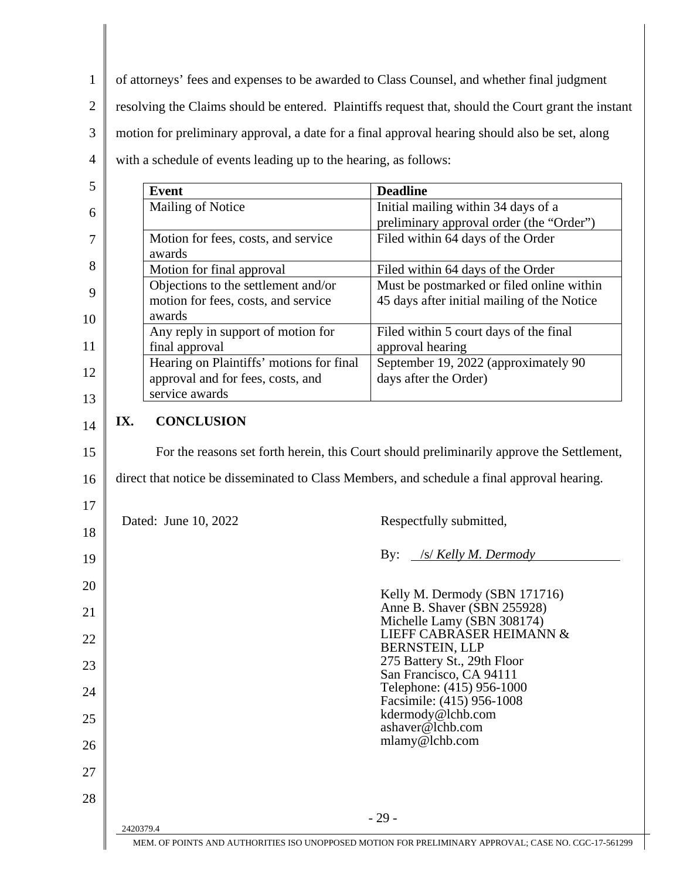of attorneys' fees and expenses to be awarded to Class Counsel, and whether final judgment resolving the Claims should be entered. Plaintiffs request that, should the Court grant the instant motion for preliminary approval, a date for a final approval hearing should also be set, along with a schedule of events leading up to the hearing, as follows:

| Event | Deadline |
|---|---|
| Mailing of Notice | Initial mailing within 34 days of a preliminary approval order (the "Order") |
| Motion for fees, costs, and service awards | Filed within 64 days of the Order |
| Motion for final approval | Filed within 64 days of the Order |
| Objections to the settlement and/or motion for fees, costs, and service awards | Must be postmarked or filed online within 45 days after initial mailing of the Notice |
| Any reply in support of motion for final approval | Filed within 5 court days of the final approval hearing |
| Hearing on Plaintiffs' motions for final approval and for fees, costs, and service awards | September 19, 2022 (approximately 90 days after the Order) |

## IX. CONCLUSION

For the reasons set forth herein, this Court should preliminarily approve the Settlement, direct that notice be disseminated to Class Members, and schedule a final approval hearing.

Dated: June 10, 2022

Respectfully submitted,

By: /s/ *Kelly M. Dermody*

Kelly M. Dermody (SBN 171716)
Anne B. Shaver (SBN 255928)
Michelle Lamy (SBN 308174)
LIEFF CABRASER HEIMANN & BERNSTEIN, LLP
275 Battery St., 29th Floor
San Francisco, CA 94111
Telephone: (415) 956-1000
Facsimile: (415) 956-1008
kdermody@lchb.com
ashaver@lchb.com
mlamy@lchb.com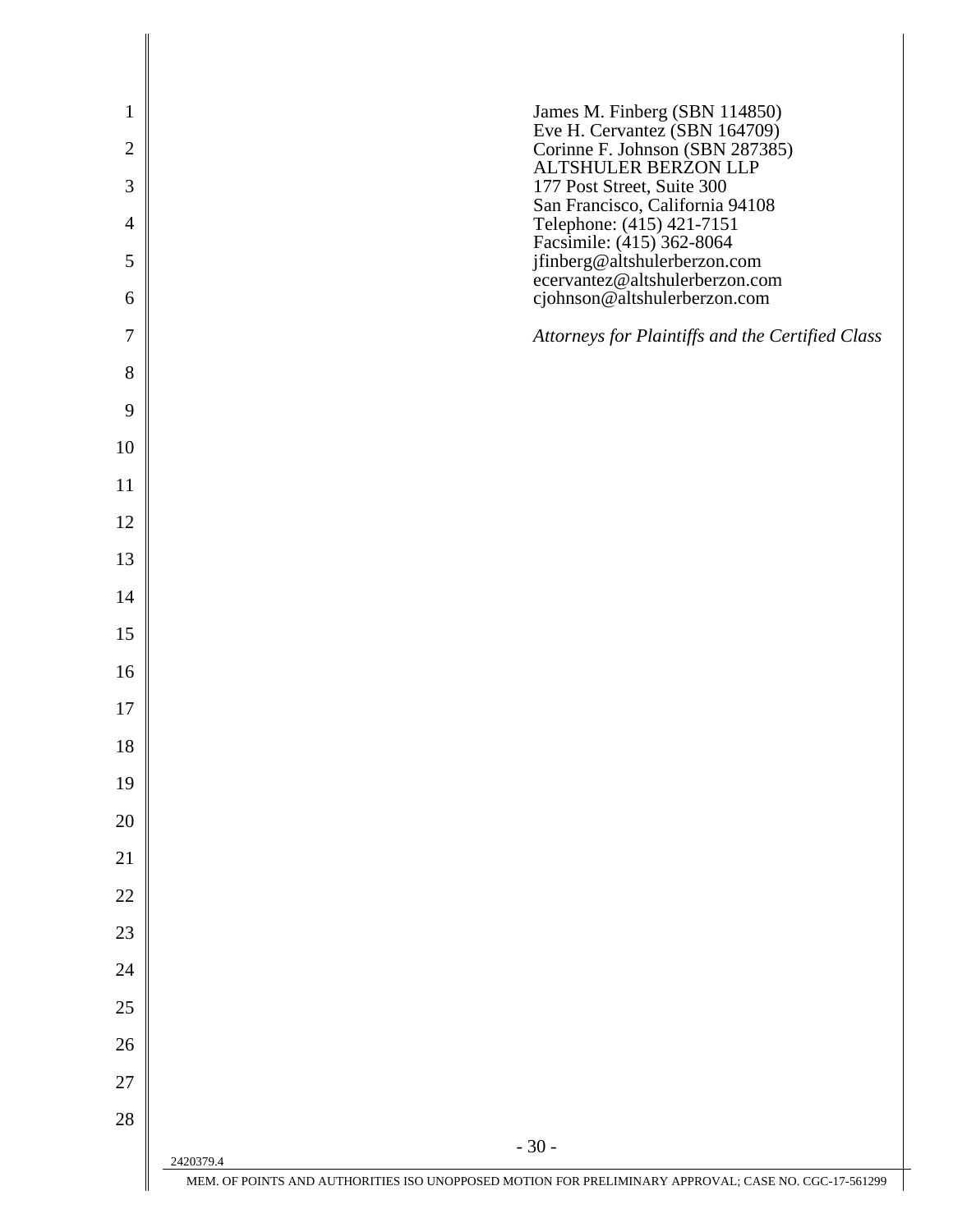James M. Finberg (SBN 114850)
Eve H. Cervantez (SBN 164709)
Corinne F. Johnson (SBN 287385)
ALTSHULER BERZON LLP
177 Post Street, Suite 300
San Francisco, California 94108
Telephone: (415) 421-7151
Facsimile: (415) 362-8064
jfinberg@altshulerberzon.com
ecervantez@altshulerberzon.com
cjohnson@altshulerberzon.com

*Attorneys for Plaintiffs and the Certified Class*